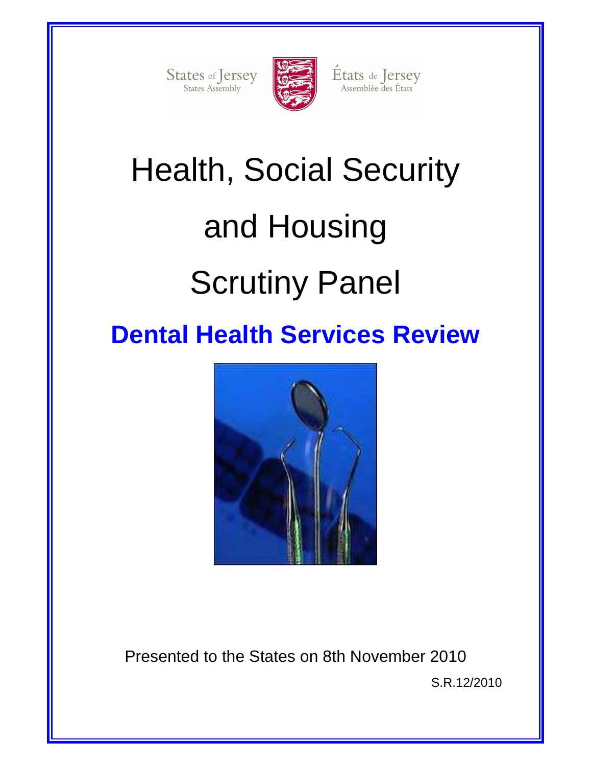States of Jersey
States Assembly

États de Jersey
Assemblée des États

# Health, Social Security and Housing Scrutiny Panel

## Dental Health Services Review

Presented to the States on 8th November 2010

S.R.12/2010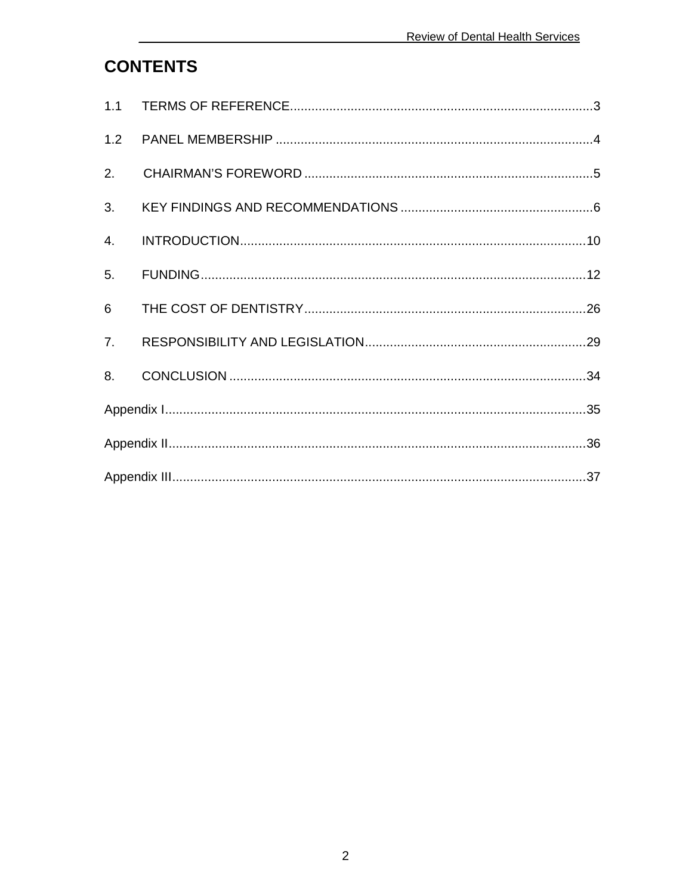# CONTENTS

1.1 TERMS OF REFERENCE....................................................................................3

1.2 PANEL MEMBERSHIP ........................................................................................4

2. CHAIRMAN'S FOREWORD ................................................................................5

3. KEY FINDINGS AND RECOMMENDATIONS ......................................................6

4. INTRODUCTION................................................................................................10

5. FUNDING...........................................................................................................12

6 THE COST OF DENTISTRY..............................................................................26

7. RESPONSIBILITY AND LEGISLATION.............................................................29

8. CONCLUSION ...................................................................................................34

Appendix I.....................................................................................................................35

Appendix II....................................................................................................................36

Appendix III...................................................................................................................37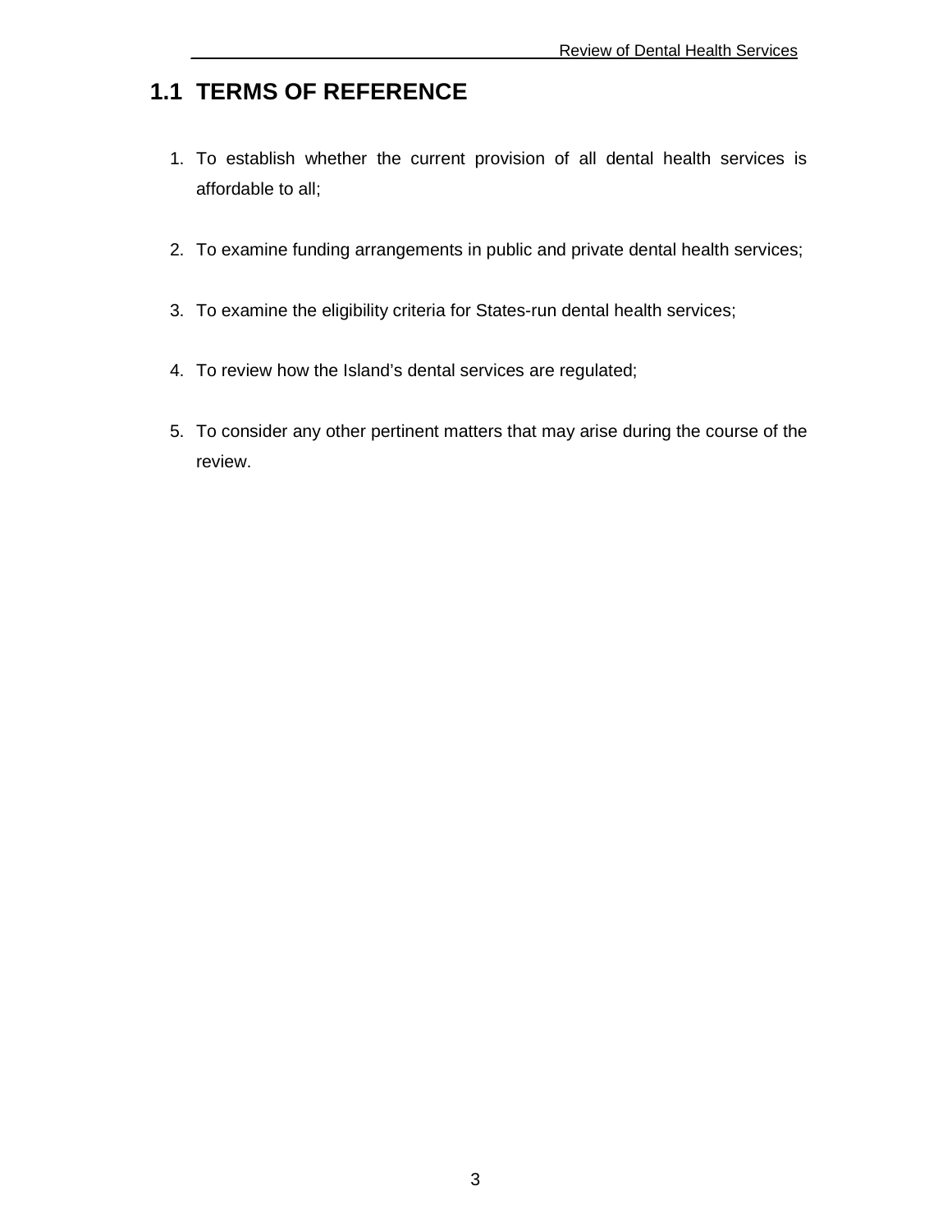## 1.1 TERMS OF REFERENCE

1. To establish whether the current provision of all dental health services is affordable to all;

2. To examine funding arrangements in public and private dental health services;

3. To examine the eligibility criteria for States-run dental health services;

4. To review how the Island's dental services are regulated;

5. To consider any other pertinent matters that may arise during the course of the review.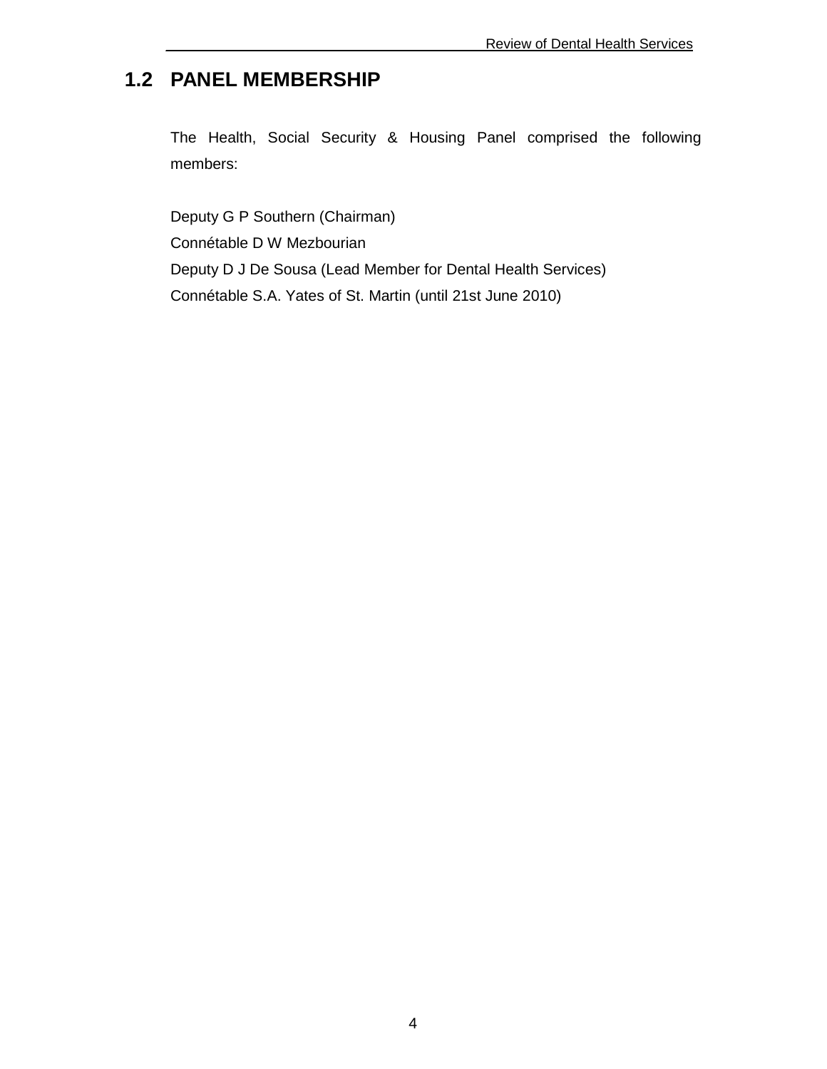## 1.2 PANEL MEMBERSHIP

The Health, Social Security & Housing Panel comprised the following members:

Deputy G P Southern (Chairman)
Connétable D W Mezbourian
Deputy D J De Sousa (Lead Member for Dental Health Services)
Connétable S.A. Yates of St. Martin (until 21st June 2010)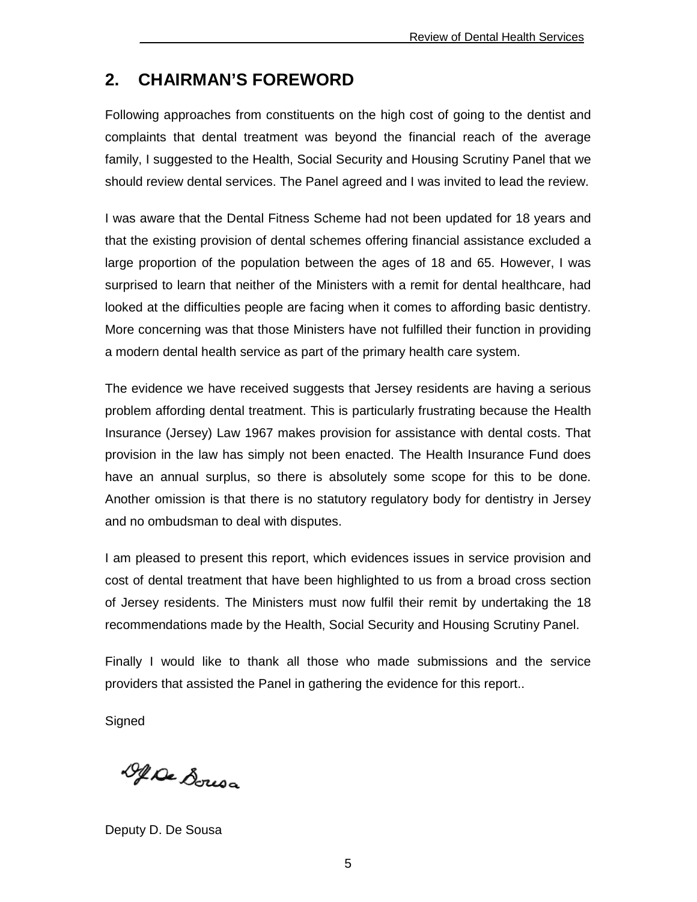## 2. CHAIRMAN'S FOREWORD

Following approaches from constituents on the high cost of going to the dentist and complaints that dental treatment was beyond the financial reach of the average family, I suggested to the Health, Social Security and Housing Scrutiny Panel that we should review dental services. The Panel agreed and I was invited to lead the review.

I was aware that the Dental Fitness Scheme had not been updated for 18 years and that the existing provision of dental schemes offering financial assistance excluded a large proportion of the population between the ages of 18 and 65. However, I was surprised to learn that neither of the Ministers with a remit for dental healthcare, had looked at the difficulties people are facing when it comes to affording basic dentistry. More concerning was that those Ministers have not fulfilled their function in providing a modern dental health service as part of the primary health care system.

The evidence we have received suggests that Jersey residents are having a serious problem affording dental treatment. This is particularly frustrating because the Health Insurance (Jersey) Law 1967 makes provision for assistance with dental costs. That provision in the law has simply not been enacted. The Health Insurance Fund does have an annual surplus, so there is absolutely some scope for this to be done. Another omission is that there is no statutory regulatory body for dentistry in Jersey and no ombudsman to deal with disputes.

I am pleased to present this report, which evidences issues in service provision and cost of dental treatment that have been highlighted to us from a broad cross section of Jersey residents. The Ministers must now fulfil their remit by undertaking the 18 recommendations made by the Health, Social Security and Housing Scrutiny Panel.

Finally I would like to thank all those who made submissions and the service providers that assisted the Panel in gathering the evidence for this report..

Signed

Deputy D. De Sousa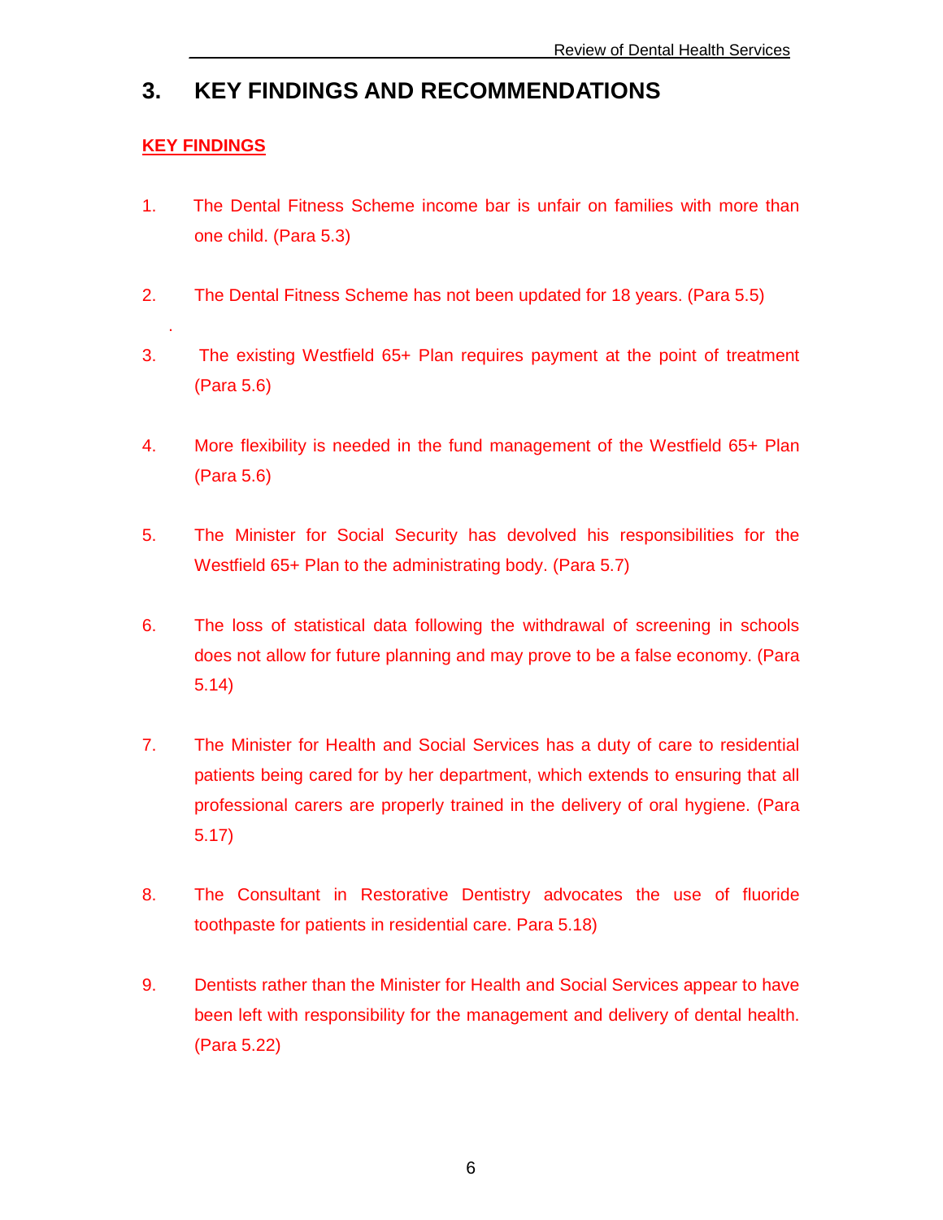# 3. KEY FINDINGS AND RECOMMENDATIONS

## KEY FINDINGS

1. The Dental Fitness Scheme income bar is unfair on families with more than one child. (Para 5.3)

2. The Dental Fitness Scheme has not been updated for 18 years. (Para 5.5)

3. The existing Westfield 65+ Plan requires payment at the point of treatment (Para 5.6)

4. More flexibility is needed in the fund management of the Westfield 65+ Plan (Para 5.6)

5. The Minister for Social Security has devolved his responsibilities for the Westfield 65+ Plan to the administrating body. (Para 5.7)

6. The loss of statistical data following the withdrawal of screening in schools does not allow for future planning and may prove to be a false economy. (Para 5.14)

7. The Minister for Health and Social Services has a duty of care to residential patients being cared for by her department, which extends to ensuring that all professional carers are properly trained in the delivery of oral hygiene. (Para 5.17)

8. The Consultant in Restorative Dentistry advocates the use of fluoride toothpaste for patients in residential care. Para 5.18)

9. Dentists rather than the Minister for Health and Social Services appear to have been left with responsibility for the management and delivery of dental health. (Para 5.22)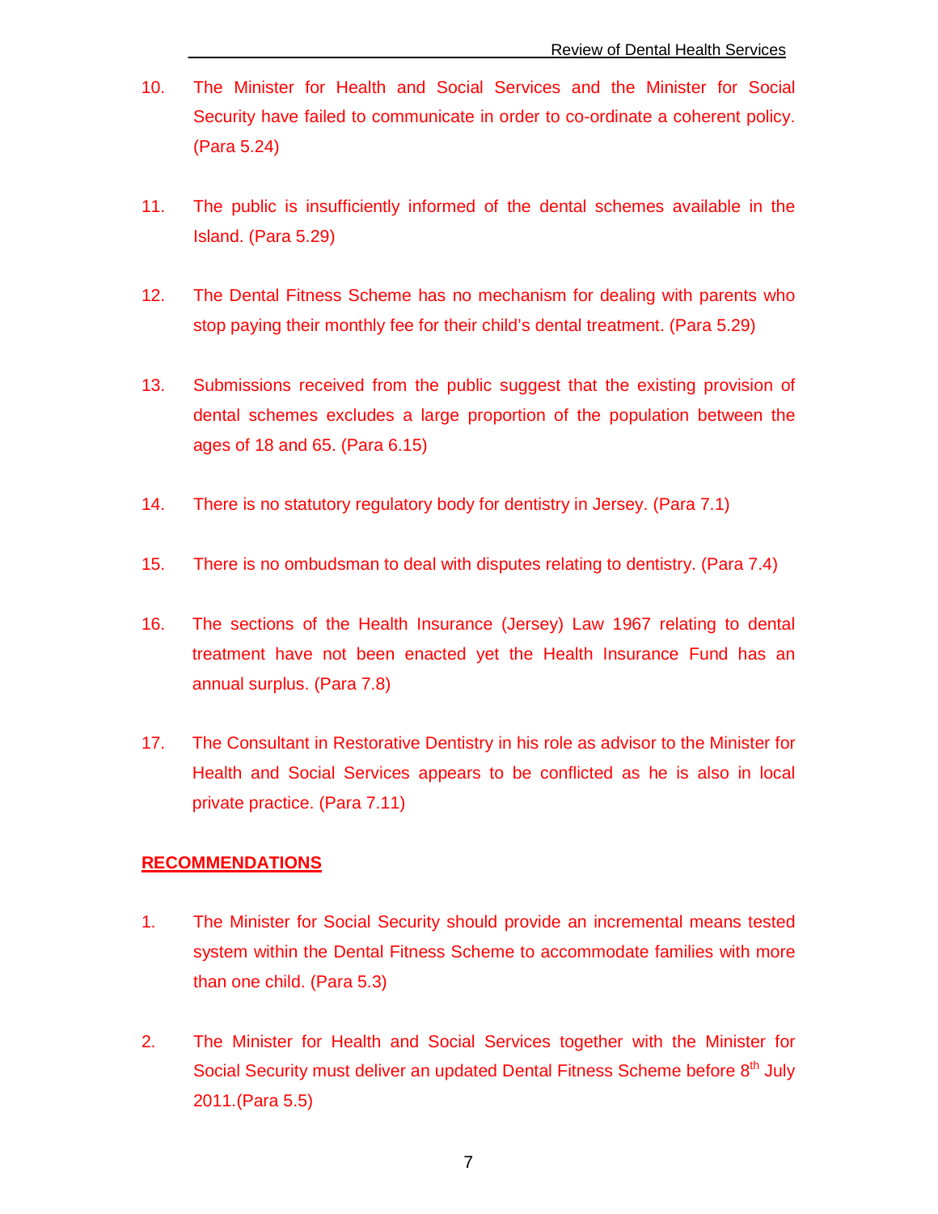10. The Minister for Health and Social Services and the Minister for Social Security have failed to communicate in order to co-ordinate a coherent policy. (Para 5.24)

11. The public is insufficiently informed of the dental schemes available in the Island. (Para 5.29)

12. The Dental Fitness Scheme has no mechanism for dealing with parents who stop paying their monthly fee for their child's dental treatment. (Para 5.29)

13. Submissions received from the public suggest that the existing provision of dental schemes excludes a large proportion of the population between the ages of 18 and 65. (Para 6.15)

14. There is no statutory regulatory body for dentistry in Jersey. (Para 7.1)

15. There is no ombudsman to deal with disputes relating to dentistry. (Para 7.4)

16. The sections of the Health Insurance (Jersey) Law 1967 relating to dental treatment have not been enacted yet the Health Insurance Fund has an annual surplus. (Para 7.8)

17. The Consultant in Restorative Dentistry in his role as advisor to the Minister for Health and Social Services appears to be conflicted as he is also in local private practice. (Para 7.11)

**RECOMMENDATIONS**

1. The Minister for Social Security should provide an incremental means tested system within the Dental Fitness Scheme to accommodate families with more than one child. (Para 5.3)

2. The Minister for Health and Social Services together with the Minister for Social Security must deliver an updated Dental Fitness Scheme before 8th July 2011.(Para 5.5)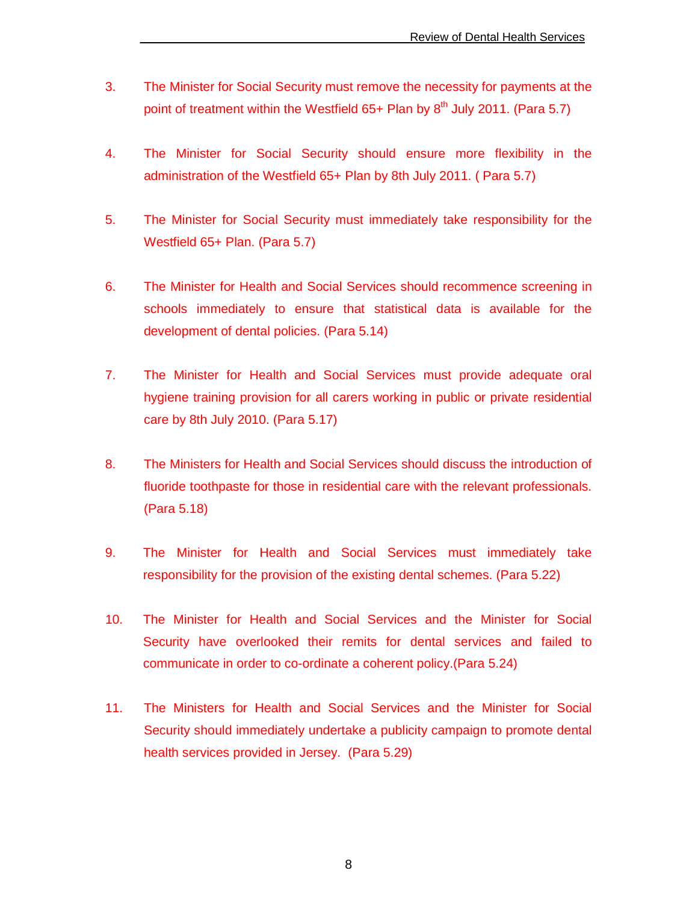3. The Minister for Social Security must remove the necessity for payments at the point of treatment within the Westfield 65+ Plan by 8th July 2011. (Para 5.7)

4. The Minister for Social Security should ensure more flexibility in the administration of the Westfield 65+ Plan by 8th July 2011. ( Para 5.7)

5. The Minister for Social Security must immediately take responsibility for the Westfield 65+ Plan. (Para 5.7)

6. The Minister for Health and Social Services should recommence screening in schools immediately to ensure that statistical data is available for the development of dental policies. (Para 5.14)

7. The Minister for Health and Social Services must provide adequate oral hygiene training provision for all carers working in public or private residential care by 8th July 2010. (Para 5.17)

8. The Ministers for Health and Social Services should discuss the introduction of fluoride toothpaste for those in residential care with the relevant professionals. (Para 5.18)

9. The Minister for Health and Social Services must immediately take responsibility for the provision of the existing dental schemes. (Para 5.22)

10. The Minister for Health and Social Services and the Minister for Social Security have overlooked their remits for dental services and failed to communicate in order to co-ordinate a coherent policy.(Para 5.24)

11. The Ministers for Health and Social Services and the Minister for Social Security should immediately undertake a publicity campaign to promote dental health services provided in Jersey. (Para 5.29)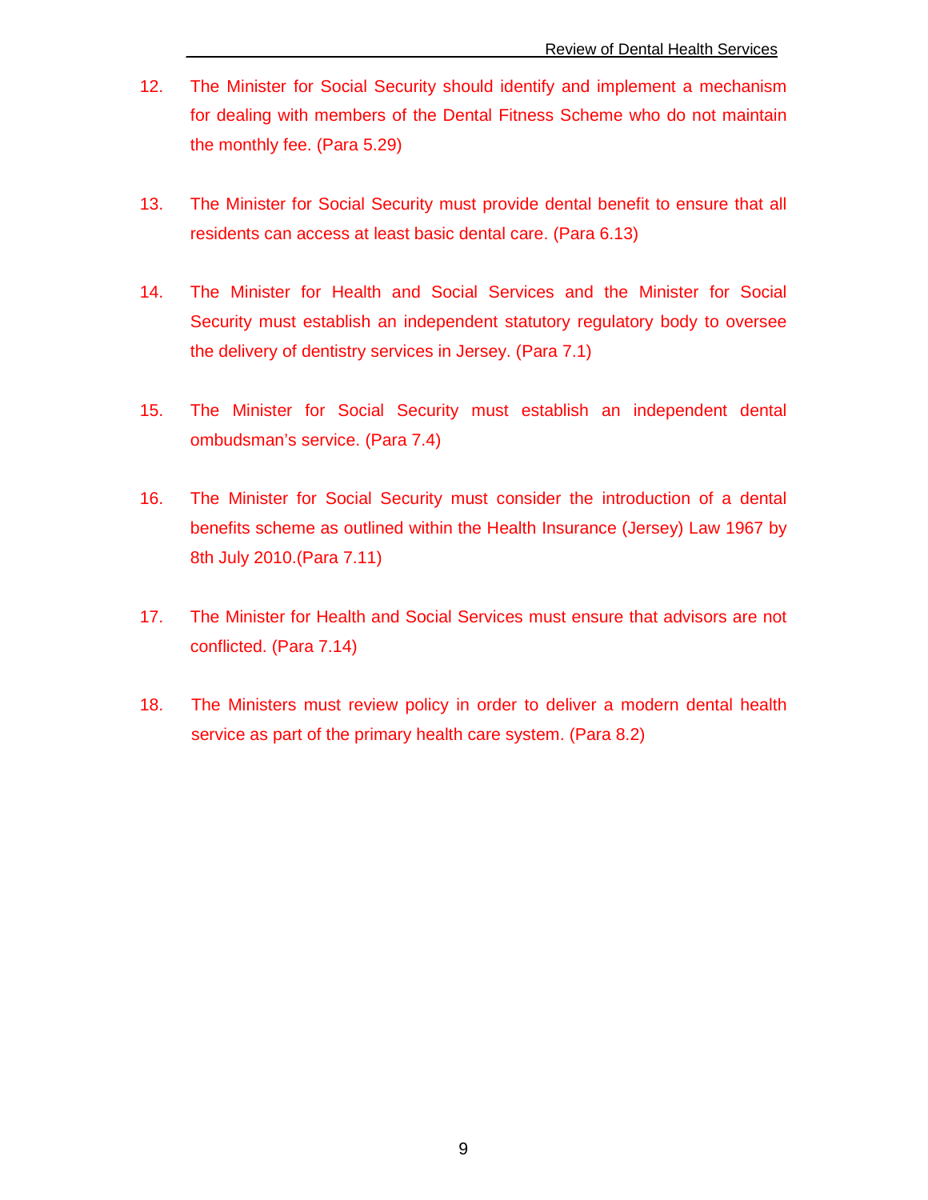12. The Minister for Social Security should identify and implement a mechanism for dealing with members of the Dental Fitness Scheme who do not maintain the monthly fee. (Para 5.29)

13. The Minister for Social Security must provide dental benefit to ensure that all residents can access at least basic dental care. (Para 6.13)

14. The Minister for Health and Social Services and the Minister for Social Security must establish an independent statutory regulatory body to oversee the delivery of dentistry services in Jersey. (Para 7.1)

15. The Minister for Social Security must establish an independent dental ombudsman's service. (Para 7.4)

16. The Minister for Social Security must consider the introduction of a dental benefits scheme as outlined within the Health Insurance (Jersey) Law 1967 by 8th July 2010.(Para 7.11)

17. The Minister for Health and Social Services must ensure that advisors are not conflicted. (Para 7.14)

18. The Ministers must review policy in order to deliver a modern dental health service as part of the primary health care system. (Para 8.2)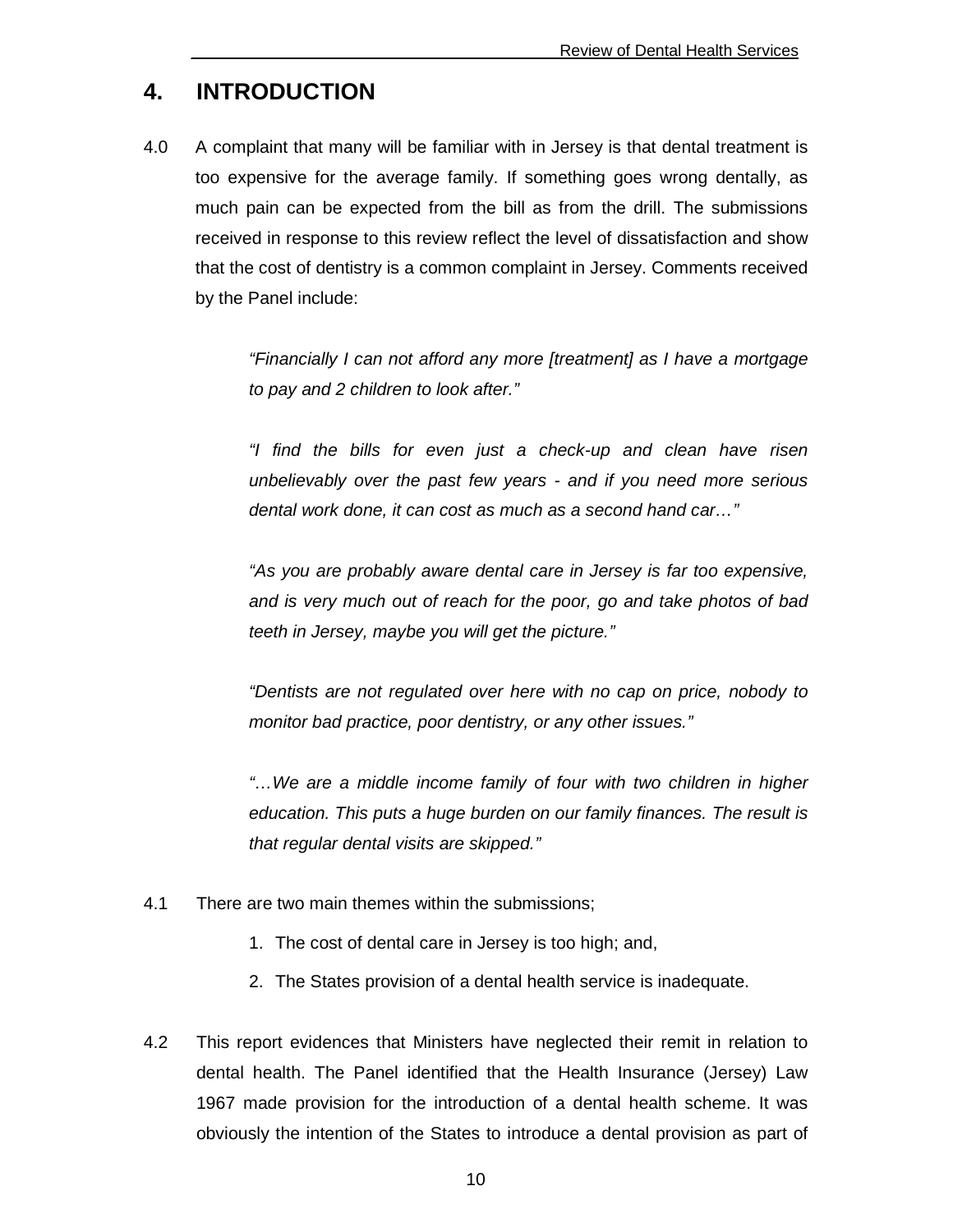# 4. INTRODUCTION

4.0 A complaint that many will be familiar with in Jersey is that dental treatment is too expensive for the average family. If something goes wrong dentally, as much pain can be expected from the bill as from the drill. The submissions received in response to this review reflect the level of dissatisfaction and show that the cost of dentistry is a common complaint in Jersey. Comments received by the Panel include:

> *"Financially I can not afford any more [treatment] as I have a mortgage to pay and 2 children to look after."*
>
> *"I find the bills for even just a check-up and clean have risen unbelievably over the past few years - and if you need more serious dental work done, it can cost as much as a second hand car…"*
>
> *"As you are probably aware dental care in Jersey is far too expensive, and is very much out of reach for the poor, go and take photos of bad teeth in Jersey, maybe you will get the picture."*
>
> *"Dentists are not regulated over here with no cap on price, nobody to monitor bad practice, poor dentistry, or any other issues."*
>
> *"…We are a middle income family of four with two children in higher education. This puts a huge burden on our family finances. The result is that regular dental visits are skipped."*

4.1 There are two main themes within the submissions;

1. The cost of dental care in Jersey is too high; and,
2. The States provision of a dental health service is inadequate.

4.2 This report evidences that Ministers have neglected their remit in relation to dental health. The Panel identified that the Health Insurance (Jersey) Law 1967 made provision for the introduction of a dental health scheme. It was obviously the intention of the States to introduce a dental provision as part of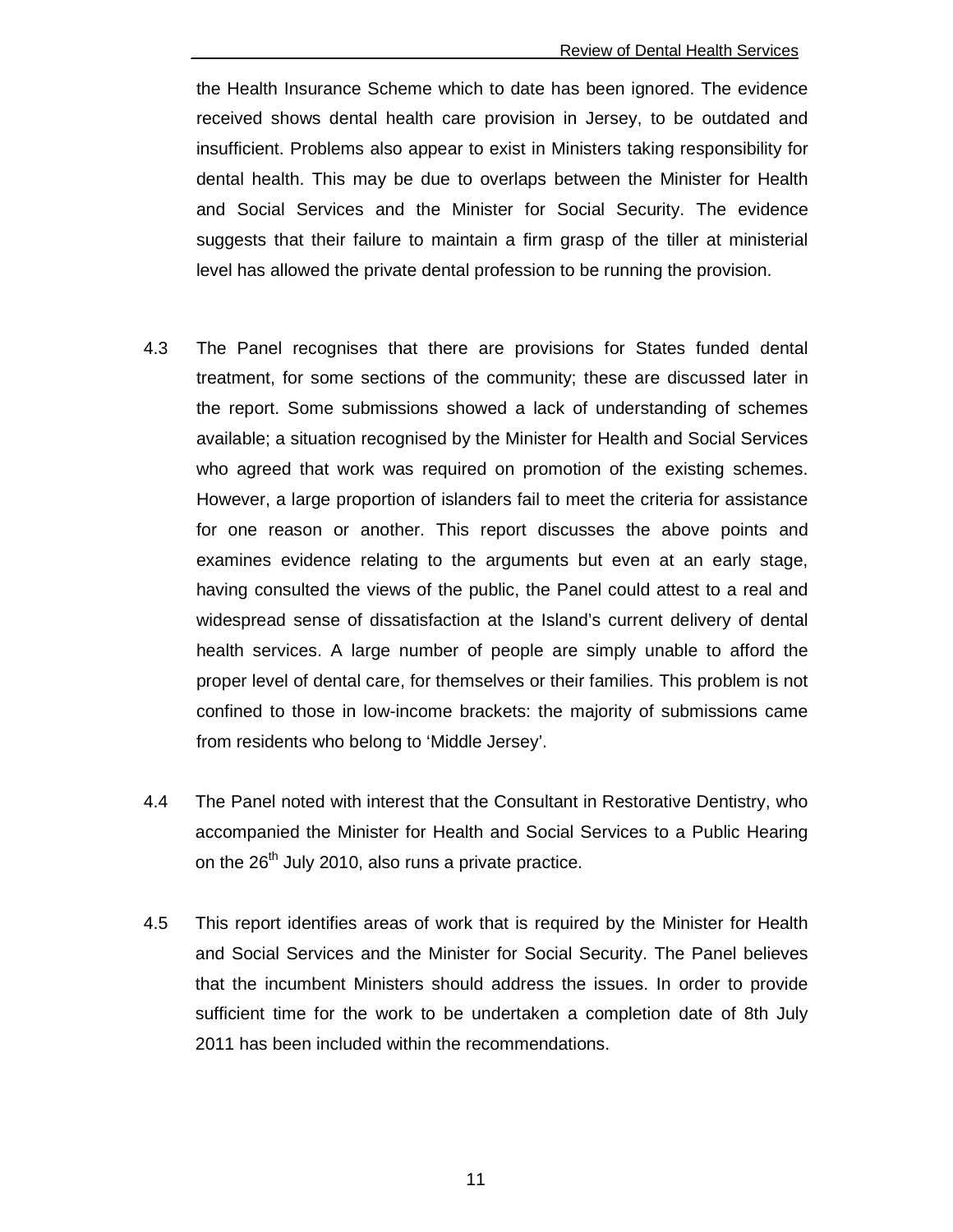the Health Insurance Scheme which to date has been ignored. The evidence received shows dental health care provision in Jersey, to be outdated and insufficient. Problems also appear to exist in Ministers taking responsibility for dental health. This may be due to overlaps between the Minister for Health and Social Services and the Minister for Social Security. The evidence suggests that their failure to maintain a firm grasp of the tiller at ministerial level has allowed the private dental profession to be running the provision.

4.3 The Panel recognises that there are provisions for States funded dental treatment, for some sections of the community; these are discussed later in the report. Some submissions showed a lack of understanding of schemes available; a situation recognised by the Minister for Health and Social Services who agreed that work was required on promotion of the existing schemes. However, a large proportion of islanders fail to meet the criteria for assistance for one reason or another. This report discusses the above points and examines evidence relating to the arguments but even at an early stage, having consulted the views of the public, the Panel could attest to a real and widespread sense of dissatisfaction at the Island's current delivery of dental health services. A large number of people are simply unable to afford the proper level of dental care, for themselves or their families. This problem is not confined to those in low-income brackets: the majority of submissions came from residents who belong to 'Middle Jersey'.

4.4 The Panel noted with interest that the Consultant in Restorative Dentistry, who accompanied the Minister for Health and Social Services to a Public Hearing on the 26th July 2010, also runs a private practice.

4.5 This report identifies areas of work that is required by the Minister for Health and Social Services and the Minister for Social Security. The Panel believes that the incumbent Ministers should address the issues. In order to provide sufficient time for the work to be undertaken a completion date of 8th July 2011 has been included within the recommendations.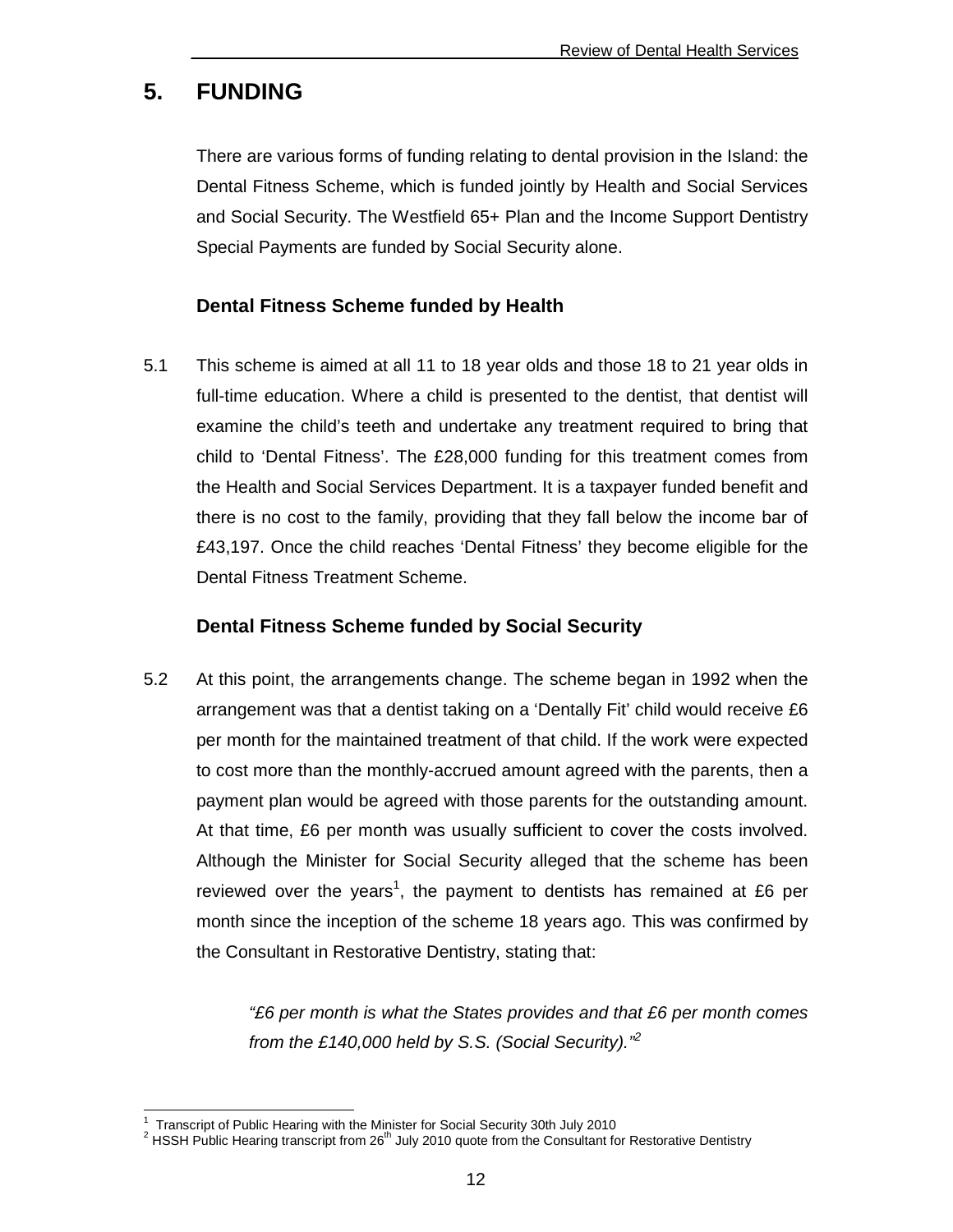# 5. FUNDING

There are various forms of funding relating to dental provision in the Island: the Dental Fitness Scheme, which is funded jointly by Health and Social Services and Social Security. The Westfield 65+ Plan and the Income Support Dentistry Special Payments are funded by Social Security alone.

### Dental Fitness Scheme funded by Health

5.1 This scheme is aimed at all 11 to 18 year olds and those 18 to 21 year olds in full-time education. Where a child is presented to the dentist, that dentist will examine the child's teeth and undertake any treatment required to bring that child to 'Dental Fitness'. The £28,000 funding for this treatment comes from the Health and Social Services Department. It is a taxpayer funded benefit and there is no cost to the family, providing that they fall below the income bar of £43,197. Once the child reaches 'Dental Fitness' they become eligible for the Dental Fitness Treatment Scheme.

### Dental Fitness Scheme funded by Social Security

5.2 At this point, the arrangements change. The scheme began in 1992 when the arrangement was that a dentist taking on a 'Dentally Fit' child would receive £6 per month for the maintained treatment of that child. If the work were expected to cost more than the monthly-accrued amount agreed with the parents, then a payment plan would be agreed with those parents for the outstanding amount. At that time, £6 per month was usually sufficient to cover the costs involved. Although the Minister for Social Security alleged that the scheme has been reviewed over the years[1], the payment to dentists has remained at £6 per month since the inception of the scheme 18 years ago. This was confirmed by the Consultant in Restorative Dentistry, stating that:

> *"£6 per month is what the States provides and that £6 per month comes from the £140,000 held by S.S. (Social Security)."*[2]

---

[1] Transcript of Public Hearing with the Minister for Social Security 30th July 2010

[2] HSSH Public Hearing transcript from 26th July 2010 quote from the Consultant for Restorative Dentistry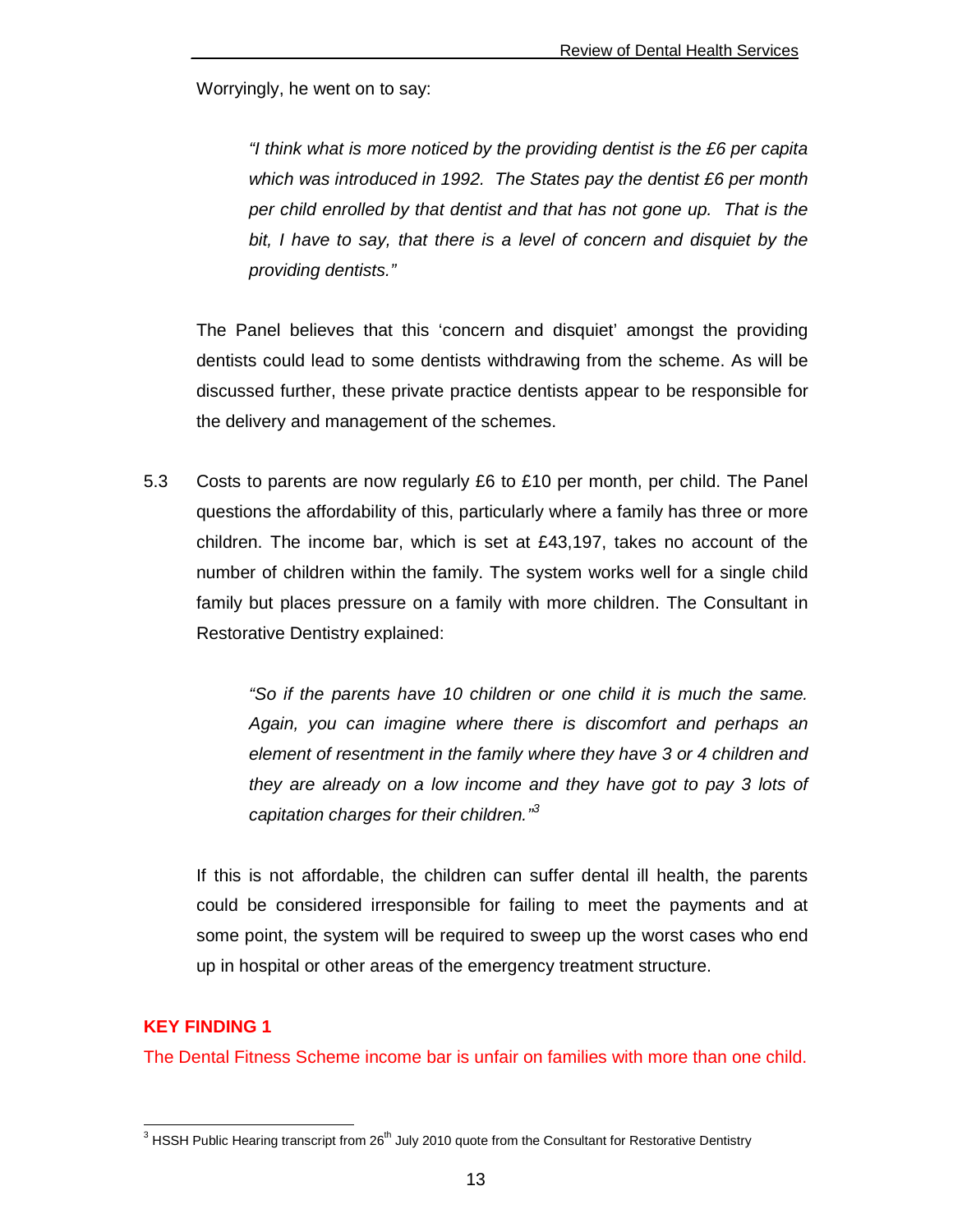Worryingly, he went on to say:

> *"I think what is more noticed by the providing dentist is the £6 per capita which was introduced in 1992. The States pay the dentist £6 per month per child enrolled by that dentist and that has not gone up. That is the bit, I have to say, that there is a level of concern and disquiet by the providing dentists."*

The Panel believes that this 'concern and disquiet' amongst the providing dentists could lead to some dentists withdrawing from the scheme. As will be discussed further, these private practice dentists appear to be responsible for the delivery and management of the schemes.

5.3 Costs to parents are now regularly £6 to £10 per month, per child. The Panel questions the affordability of this, particularly where a family has three or more children. The income bar, which is set at £43,197, takes no account of the number of children within the family. The system works well for a single child family but places pressure on a family with more children. The Consultant in Restorative Dentistry explained:

> *"So if the parents have 10 children or one child it is much the same. Again, you can imagine where there is discomfort and perhaps an element of resentment in the family where they have 3 or 4 children and they are already on a low income and they have got to pay 3 lots of capitation charges for their children."*[3]

If this is not affordable, the children can suffer dental ill health, the parents could be considered irresponsible for failing to meet the payments and at some point, the system will be required to sweep up the worst cases who end up in hospital or other areas of the emergency treatment structure.

**KEY FINDING 1**

The Dental Fitness Scheme income bar is unfair on families with more than one child.

[3] HSSH Public Hearing transcript from 26th July 2010 quote from the Consultant for Restorative Dentistry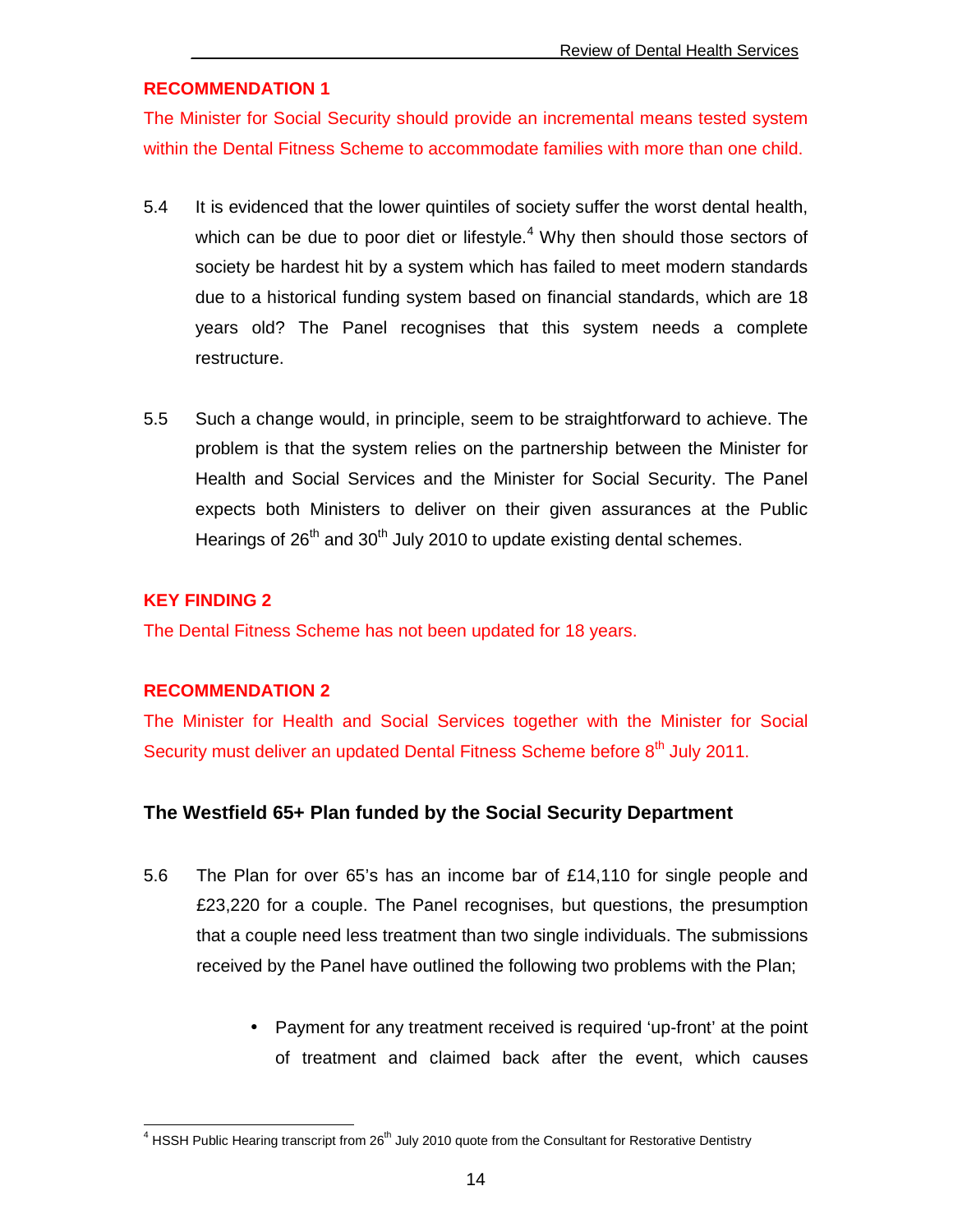**RECOMMENDATION 1**

The Minister for Social Security should provide an incremental means tested system within the Dental Fitness Scheme to accommodate families with more than one child.

5.4 It is evidenced that the lower quintiles of society suffer the worst dental health, which can be due to poor diet or lifestyle.[4] Why then should those sectors of society be hardest hit by a system which has failed to meet modern standards due to a historical funding system based on financial standards, which are 18 years old? The Panel recognises that this system needs a complete restructure.

5.5 Such a change would, in principle, seem to be straightforward to achieve. The problem is that the system relies on the partnership between the Minister for Health and Social Services and the Minister for Social Security. The Panel expects both Ministers to deliver on their given assurances at the Public Hearings of 26th and 30th July 2010 to update existing dental schemes.

**KEY FINDING 2**

The Dental Fitness Scheme has not been updated for 18 years.

**RECOMMENDATION 2**

The Minister for Health and Social Services together with the Minister for Social Security must deliver an updated Dental Fitness Scheme before 8th July 2011.

### The Westfield 65+ Plan funded by the Social Security Department

5.6 The Plan for over 65's has an income bar of £14,110 for single people and £23,220 for a couple. The Panel recognises, but questions, the presumption that a couple need less treatment than two single individuals. The submissions received by the Panel have outlined the following two problems with the Plan;

- Payment for any treatment received is required 'up-front' at the point of treatment and claimed back after the event, which causes

---

[4] HSSH Public Hearing transcript from 26th July 2010 quote from the Consultant for Restorative Dentistry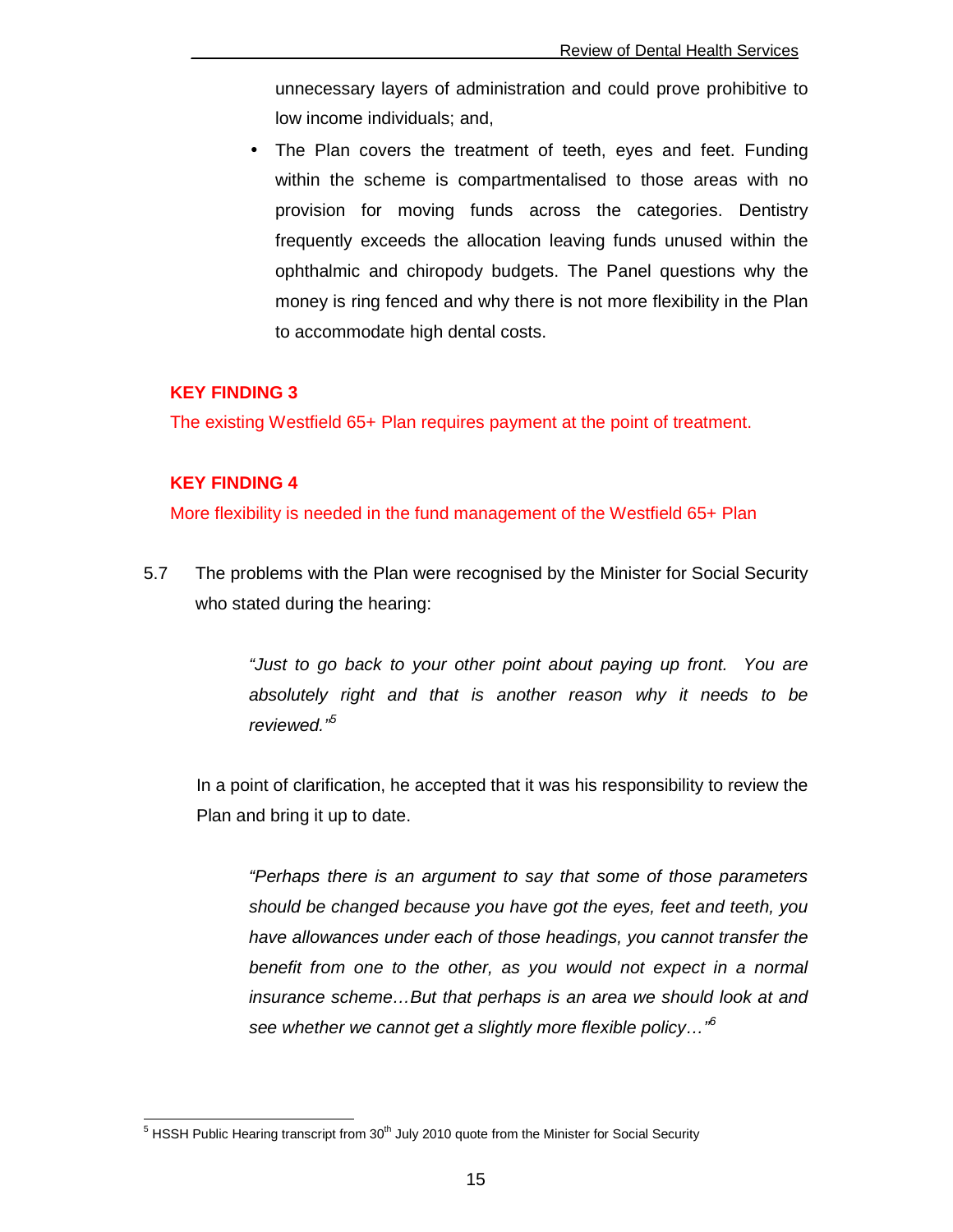unnecessary layers of administration and could prove prohibitive to low income individuals; and,

- The Plan covers the treatment of teeth, eyes and feet. Funding within the scheme is compartmentalised to those areas with no provision for moving funds across the categories. Dentistry frequently exceeds the allocation leaving funds unused within the ophthalmic and chiropody budgets. The Panel questions why the money is ring fenced and why there is not more flexibility in the Plan to accommodate high dental costs.

**KEY FINDING 3**

The existing Westfield 65+ Plan requires payment at the point of treatment.

**KEY FINDING 4**

More flexibility is needed in the fund management of the Westfield 65+ Plan

5.7 The problems with the Plan were recognised by the Minister for Social Security who stated during the hearing:

> *"Just to go back to your other point about paying up front. You are absolutely right and that is another reason why it needs to be reviewed."*[5]

In a point of clarification, he accepted that it was his responsibility to review the Plan and bring it up to date.

> *"Perhaps there is an argument to say that some of those parameters should be changed because you have got the eyes, feet and teeth, you have allowances under each of those headings, you cannot transfer the benefit from one to the other, as you would not expect in a normal insurance scheme…But that perhaps is an area we should look at and see whether we cannot get a slightly more flexible policy…"*[6]

[5] HSSH Public Hearing transcript from 30th July 2010 quote from the Minister for Social Security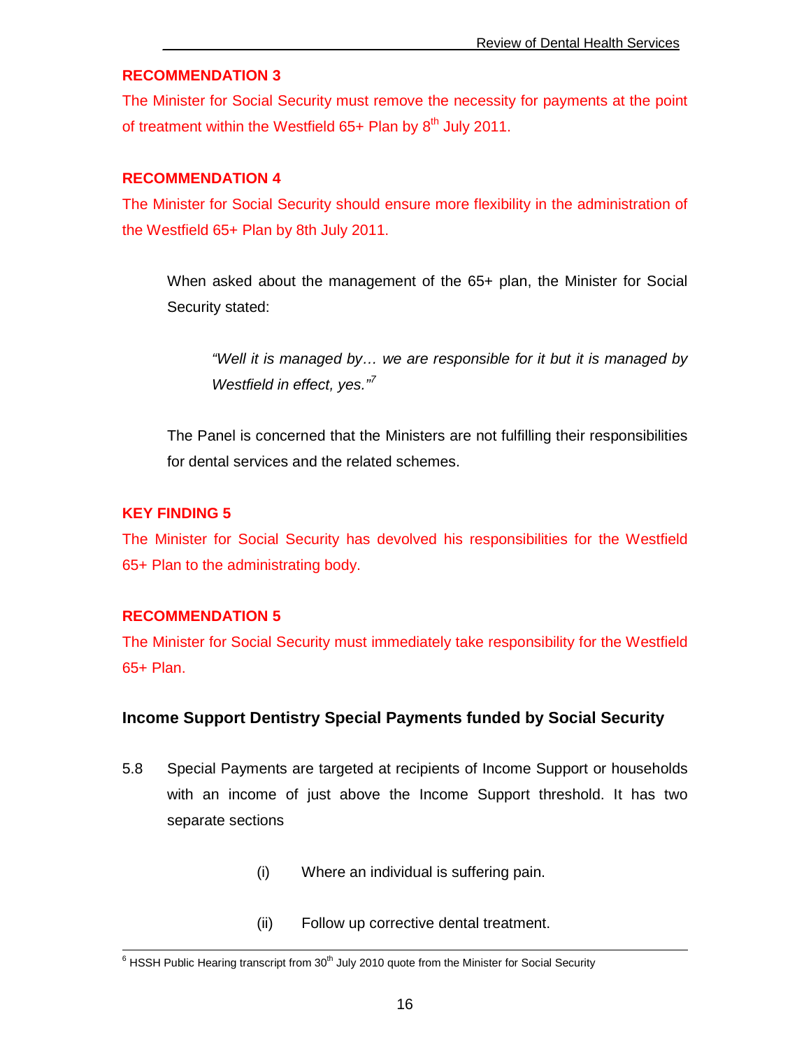**RECOMMENDATION 3**

The Minister for Social Security must remove the necessity for payments at the point of treatment within the Westfield 65+ Plan by 8th July 2011.

**RECOMMENDATION 4**

The Minister for Social Security should ensure more flexibility in the administration of the Westfield 65+ Plan by 8th July 2011.

When asked about the management of the 65+ plan, the Minister for Social Security stated:

> *"Well it is managed by… we are responsible for it but it is managed by Westfield in effect, yes."*[7]

The Panel is concerned that the Ministers are not fulfilling their responsibilities for dental services and the related schemes.

**KEY FINDING 5**

The Minister for Social Security has devolved his responsibilities for the Westfield 65+ Plan to the administrating body.

**RECOMMENDATION 5**

The Minister for Social Security must immediately take responsibility for the Westfield 65+ Plan.

### Income Support Dentistry Special Payments funded by Social Security

5.8 Special Payments are targeted at recipients of Income Support or households with an income of just above the Income Support threshold. It has two separate sections

(i) Where an individual is suffering pain.

(ii) Follow up corrective dental treatment.

---

[6] HSSH Public Hearing transcript from 30th July 2010 quote from the Minister for Social Security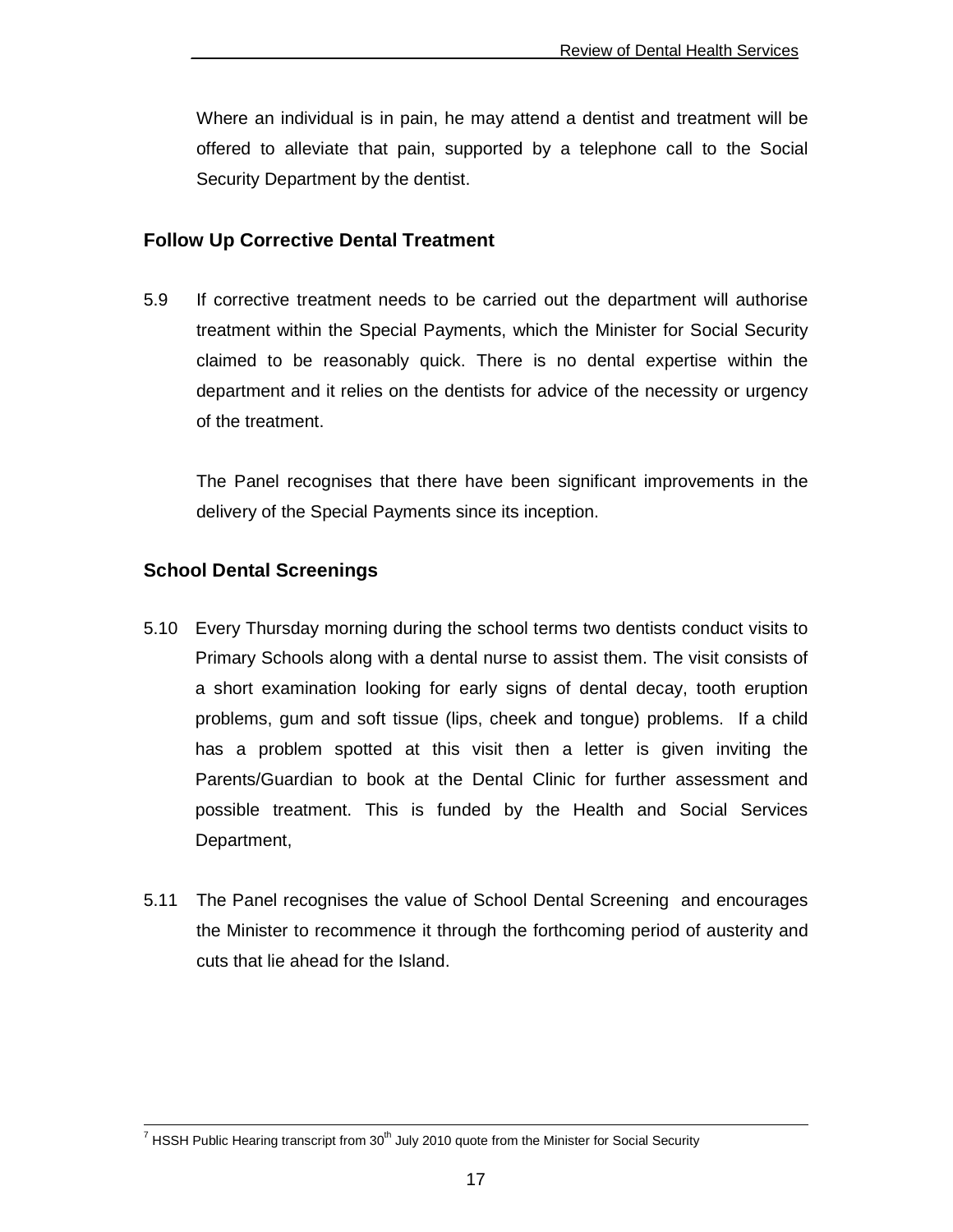Where an individual is in pain, he may attend a dentist and treatment will be offered to alleviate that pain, supported by a telephone call to the Social Security Department by the dentist.

## Follow Up Corrective Dental Treatment

5.9 If corrective treatment needs to be carried out the department will authorise treatment within the Special Payments, which the Minister for Social Security claimed to be reasonably quick. There is no dental expertise within the department and it relies on the dentists for advice of the necessity or urgency of the treatment.

The Panel recognises that there have been significant improvements in the delivery of the Special Payments since its inception.

## School Dental Screenings

5.10 Every Thursday morning during the school terms two dentists conduct visits to Primary Schools along with a dental nurse to assist them. The visit consists of a short examination looking for early signs of dental decay, tooth eruption problems, gum and soft tissue (lips, cheek and tongue) problems. If a child has a problem spotted at this visit then a letter is given inviting the Parents/Guardian to book at the Dental Clinic for further assessment and possible treatment. This is funded by the Health and Social Services Department,

5.11 The Panel recognises the value of School Dental Screening and encourages the Minister to recommence it through the forthcoming period of austerity and cuts that lie ahead for the Island.

---

[7] HSSH Public Hearing transcript from 30th July 2010 quote from the Minister for Social Security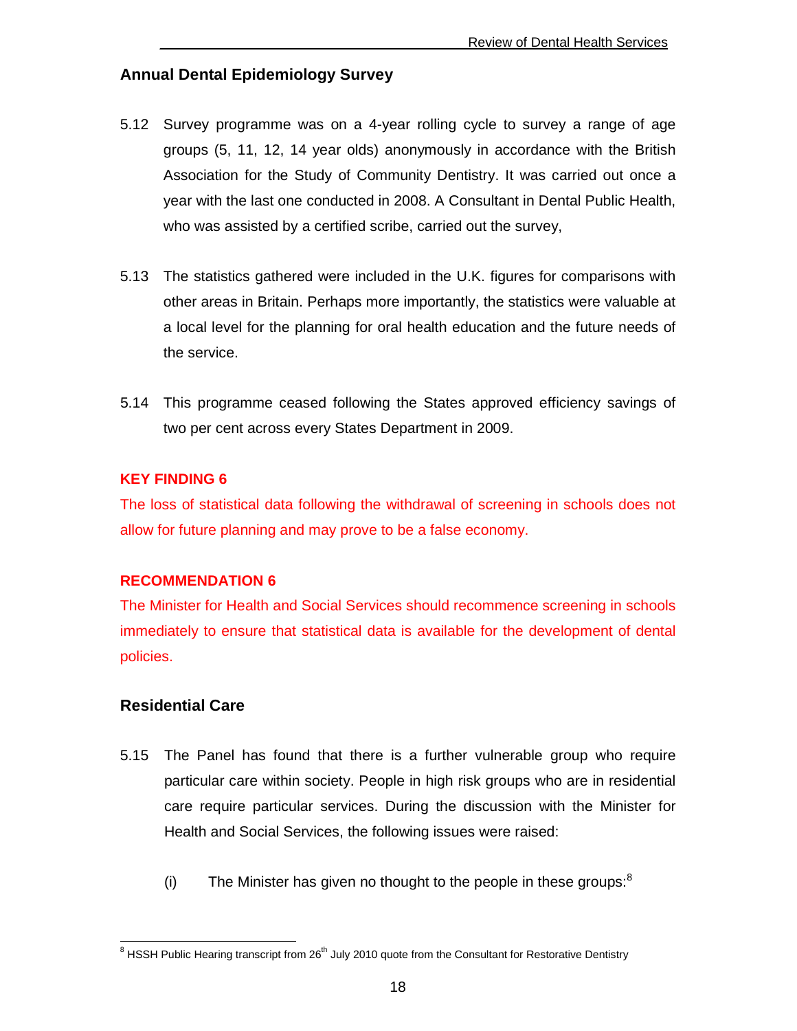## Annual Dental Epidemiology Survey

5.12 Survey programme was on a 4-year rolling cycle to survey a range of age groups (5, 11, 12, 14 year olds) anonymously in accordance with the British Association for the Study of Community Dentistry. It was carried out once a year with the last one conducted in 2008. A Consultant in Dental Public Health, who was assisted by a certified scribe, carried out the survey,

5.13 The statistics gathered were included in the U.K. figures for comparisons with other areas in Britain. Perhaps more importantly, the statistics were valuable at a local level for the planning for oral health education and the future needs of the service.

5.14 This programme ceased following the States approved efficiency savings of two per cent across every States Department in 2009.

**KEY FINDING 6**

The loss of statistical data following the withdrawal of screening in schools does not allow for future planning and may prove to be a false economy.

**RECOMMENDATION 6**

The Minister for Health and Social Services should recommence screening in schools immediately to ensure that statistical data is available for the development of dental policies.

## Residential Care

5.15 The Panel has found that there is a further vulnerable group who require particular care within society. People in high risk groups who are in residential care require particular services. During the discussion with the Minister for Health and Social Services, the following issues were raised:

(i) The Minister has given no thought to the people in these groups:[8]

[8] HSSH Public Hearing transcript from 26th July 2010 quote from the Consultant for Restorative Dentistry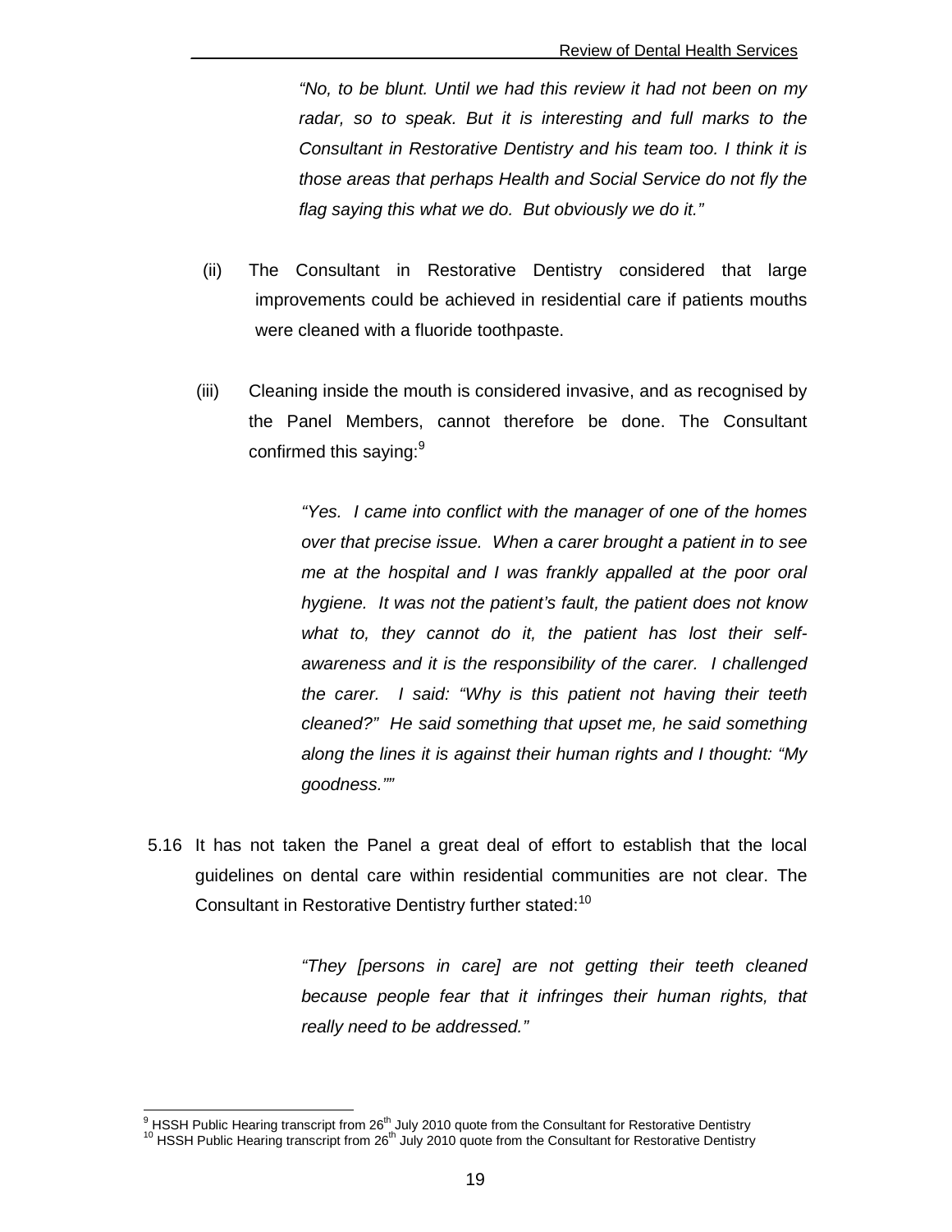*"No, to be blunt. Until we had this review it had not been on my radar, so to speak. But it is interesting and full marks to the Consultant in Restorative Dentistry and his team too. I think it is those areas that perhaps Health and Social Service do not fly the flag saying this what we do. But obviously we do it."*

(ii) The Consultant in Restorative Dentistry considered that large improvements could be achieved in residential care if patients mouths were cleaned with a fluoride toothpaste.

(iii) Cleaning inside the mouth is considered invasive, and as recognised by the Panel Members, cannot therefore be done. The Consultant confirmed this saying:[9]

> *"Yes. I came into conflict with the manager of one of the homes over that precise issue. When a carer brought a patient in to see me at the hospital and I was frankly appalled at the poor oral hygiene. It was not the patient's fault, the patient does not know what to, they cannot do it, the patient has lost their self-awareness and it is the responsibility of the carer. I challenged the carer. I said: "Why is this patient not having their teeth cleaned?" He said something that upset me, he said something along the lines it is against their human rights and I thought: "My goodness.""*

5.16 It has not taken the Panel a great deal of effort to establish that the local guidelines on dental care within residential communities are not clear. The Consultant in Restorative Dentistry further stated:[10]

> *"They [persons in care] are not getting their teeth cleaned because people fear that it infringes their human rights, that really need to be addressed."*

---

[9] HSSH Public Hearing transcript from 26th July 2010 quote from the Consultant for Restorative Dentistry

[10] HSSH Public Hearing transcript from 26th July 2010 quote from the Consultant for Restorative Dentistry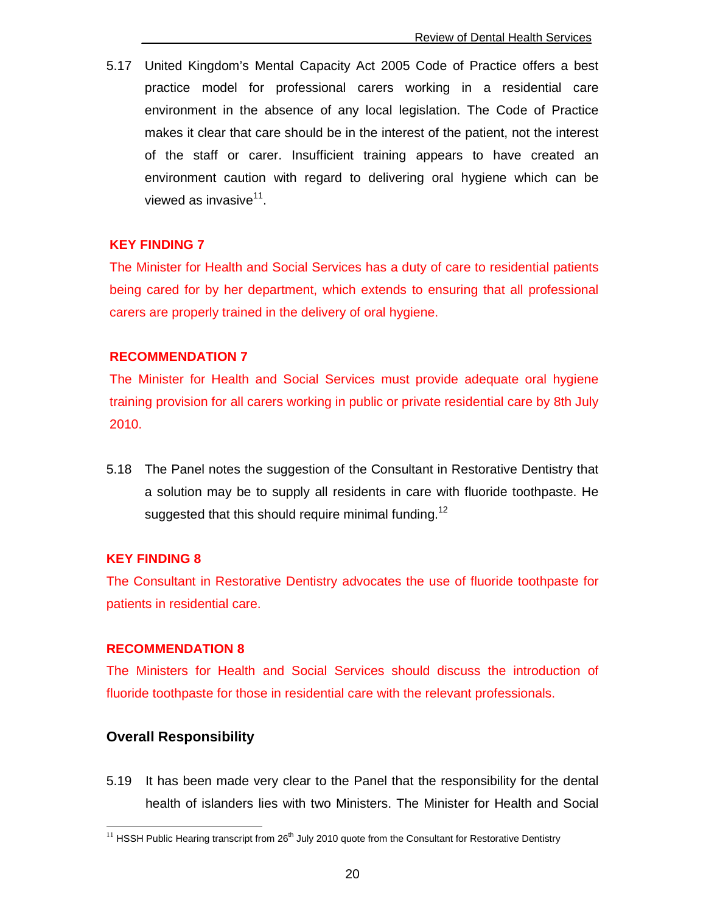5.17 United Kingdom's Mental Capacity Act 2005 Code of Practice offers a best practice model for professional carers working in a residential care environment in the absence of any local legislation. The Code of Practice makes it clear that care should be in the interest of the patient, not the interest of the staff or carer. Insufficient training appears to have created an environment caution with regard to delivering oral hygiene which can be viewed as invasive[11].

**KEY FINDING 7**

The Minister for Health and Social Services has a duty of care to residential patients being cared for by her department, which extends to ensuring that all professional carers are properly trained in the delivery of oral hygiene.

**RECOMMENDATION 7**

The Minister for Health and Social Services must provide adequate oral hygiene training provision for all carers working in public or private residential care by 8th July 2010.

5.18 The Panel notes the suggestion of the Consultant in Restorative Dentistry that a solution may be to supply all residents in care with fluoride toothpaste. He suggested that this should require minimal funding.[12]

**KEY FINDING 8**

The Consultant in Restorative Dentistry advocates the use of fluoride toothpaste for patients in residential care.

**RECOMMENDATION 8**

The Ministers for Health and Social Services should discuss the introduction of fluoride toothpaste for those in residential care with the relevant professionals.

## Overall Responsibility

5.19 It has been made very clear to the Panel that the responsibility for the dental health of islanders lies with two Ministers. The Minister for Health and Social

---

[11] HSSH Public Hearing transcript from 26th July 2010 quote from the Consultant for Restorative Dentistry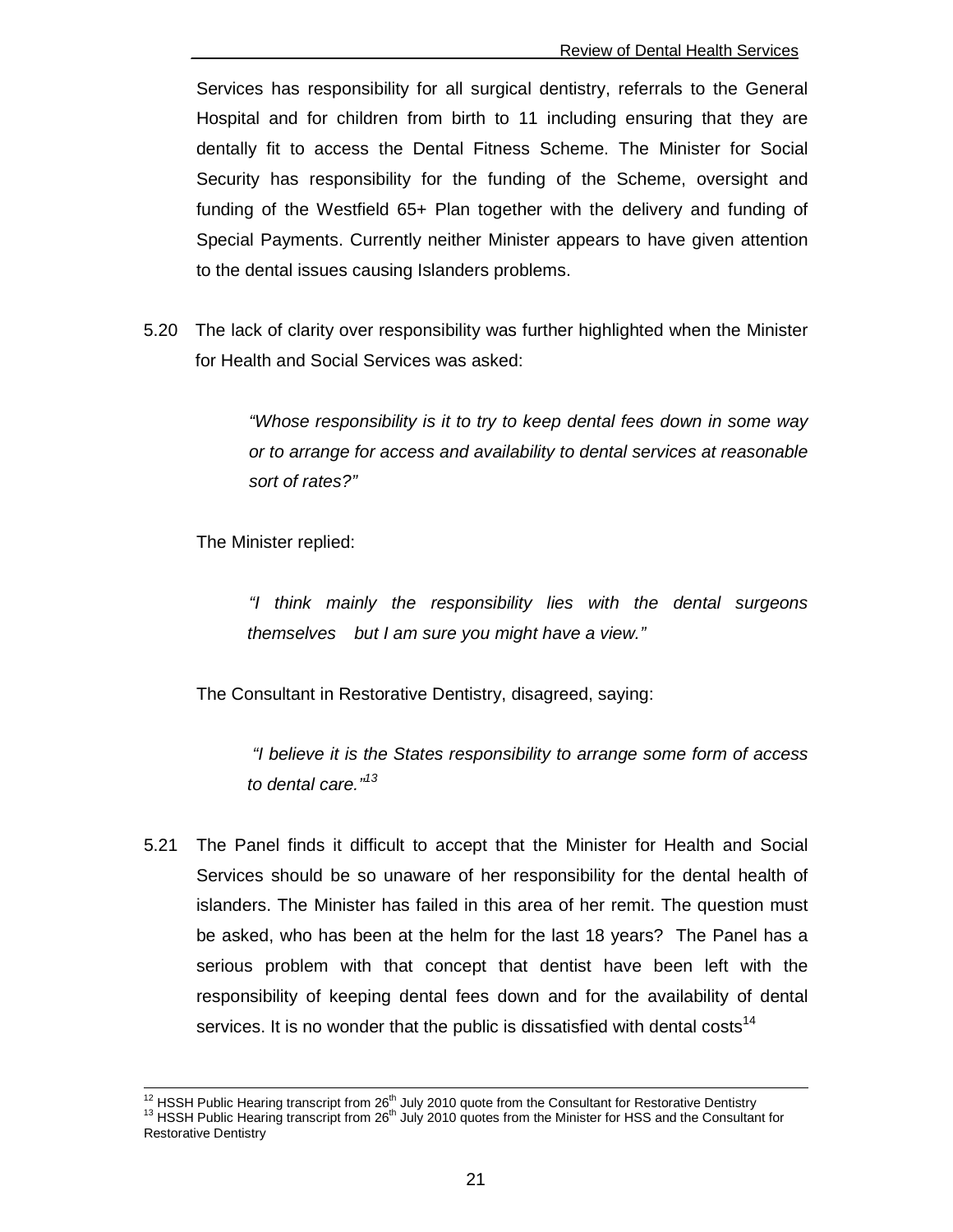Services has responsibility for all surgical dentistry, referrals to the General Hospital and for children from birth to 11 including ensuring that they are dentally fit to access the Dental Fitness Scheme. The Minister for Social Security has responsibility for the funding of the Scheme, oversight and funding of the Westfield 65+ Plan together with the delivery and funding of Special Payments. Currently neither Minister appears to have given attention to the dental issues causing Islanders problems.

5.20 The lack of clarity over responsibility was further highlighted when the Minister for Health and Social Services was asked:

> *"Whose responsibility is it to try to keep dental fees down in some way or to arrange for access and availability to dental services at reasonable sort of rates?"*

The Minister replied:

> *"I think mainly the responsibility lies with the dental surgeons themselves  but I am sure you might have a view."*

The Consultant in Restorative Dentistry, disagreed, saying:

> *"I believe it is the States responsibility to arrange some form of access to dental care."*[13]

5.21 The Panel finds it difficult to accept that the Minister for Health and Social Services should be so unaware of her responsibility for the dental health of islanders. The Minister has failed in this area of her remit. The question must be asked, who has been at the helm for the last 18 years? The Panel has a serious problem with that concept that dentist have been left with the responsibility of keeping dental fees down and for the availability of dental services. It is no wonder that the public is dissatisfied with dental costs[14]

---

[12] HSSH Public Hearing transcript from 26th July 2010 quote from the Consultant for Restorative Dentistry

[13] HSSH Public Hearing transcript from 26th July 2010 quotes from the Minister for HSS and the Consultant for Restorative Dentistry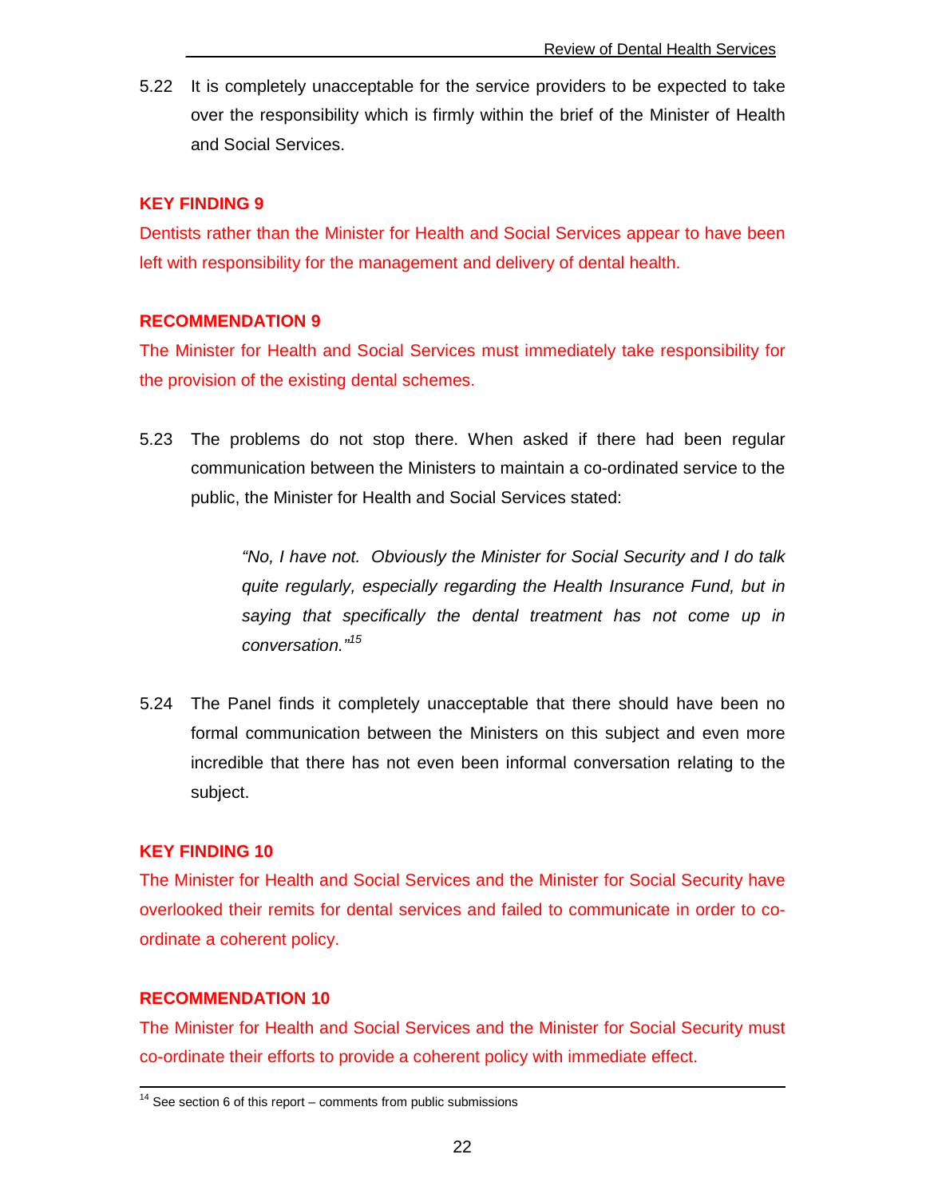5.22 It is completely unacceptable for the service providers to be expected to take over the responsibility which is firmly within the brief of the Minister of Health and Social Services.

**KEY FINDING 9**

Dentists rather than the Minister for Health and Social Services appear to have been left with responsibility for the management and delivery of dental health.

**RECOMMENDATION 9**

The Minister for Health and Social Services must immediately take responsibility for the provision of the existing dental schemes.

5.23 The problems do not stop there. When asked if there had been regular communication between the Ministers to maintain a co-ordinated service to the public, the Minister for Health and Social Services stated:

> *"No, I have not. Obviously the Minister for Social Security and I do talk quite regularly, especially regarding the Health Insurance Fund, but in saying that specifically the dental treatment has not come up in conversation."*[15]

5.24 The Panel finds it completely unacceptable that there should have been no formal communication between the Ministers on this subject and even more incredible that there has not even been informal conversation relating to the subject.

**KEY FINDING 10**

The Minister for Health and Social Services and the Minister for Social Security have overlooked their remits for dental services and failed to communicate in order to co-ordinate a coherent policy.

**RECOMMENDATION 10**

The Minister for Health and Social Services and the Minister for Social Security must co-ordinate their efforts to provide a coherent policy with immediate effect.

---

[14] See section 6 of this report – comments from public submissions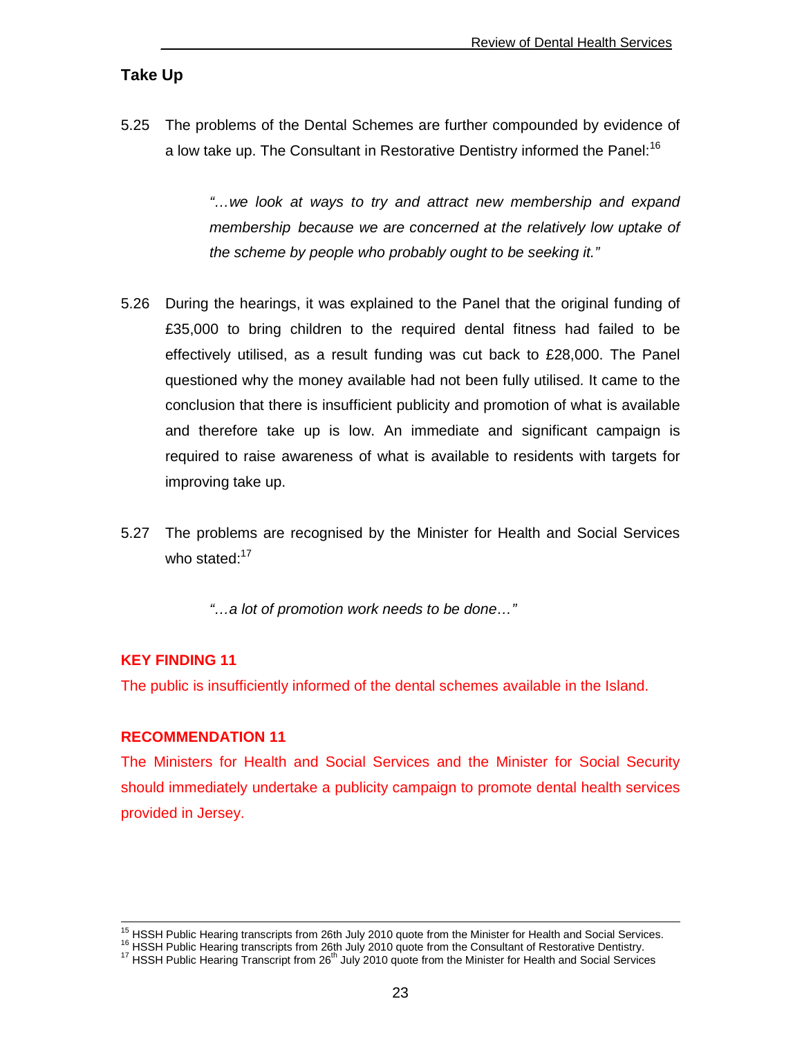## Take Up

5.25 The problems of the Dental Schemes are further compounded by evidence of a low take up. The Consultant in Restorative Dentistry informed the Panel:[16]

> *"…we look at ways to try and attract new membership and expand membership because we are concerned at the relatively low uptake of the scheme by people who probably ought to be seeking it."*

5.26 During the hearings, it was explained to the Panel that the original funding of £35,000 to bring children to the required dental fitness had failed to be effectively utilised, as a result funding was cut back to £28,000. The Panel questioned why the money available had not been fully utilised. It came to the conclusion that there is insufficient publicity and promotion of what is available and therefore take up is low. An immediate and significant campaign is required to raise awareness of what is available to residents with targets for improving take up.

5.27 The problems are recognised by the Minister for Health and Social Services who stated:[17]

> *"…a lot of promotion work needs to be done…"*

**KEY FINDING 11**

The public is insufficiently informed of the dental schemes available in the Island.

**RECOMMENDATION 11**

The Ministers for Health and Social Services and the Minister for Social Security should immediately undertake a publicity campaign to promote dental health services provided in Jersey.

---

[15] HSSH Public Hearing transcripts from 26th July 2010 quote from the Minister for Health and Social Services.
[16] HSSH Public Hearing transcripts from 26th July 2010 quote from the Consultant of Restorative Dentistry.
[17] HSSH Public Hearing Transcript from 26th July 2010 quote from the Minister for Health and Social Services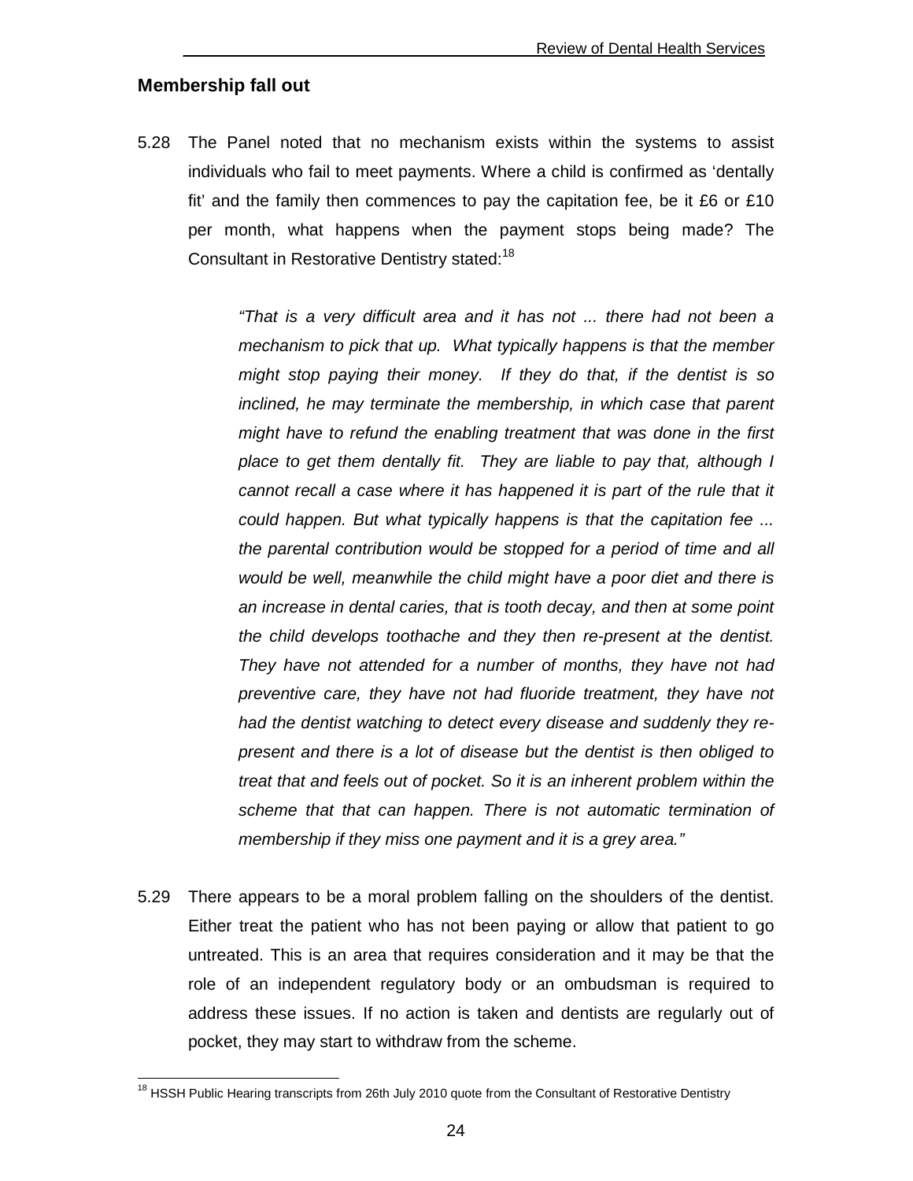## Membership fall out

5.28 The Panel noted that no mechanism exists within the systems to assist individuals who fail to meet payments. Where a child is confirmed as 'dentally fit' and the family then commences to pay the capitation fee, be it £6 or £10 per month, what happens when the payment stops being made? The Consultant in Restorative Dentistry stated:[18]

> *"That is a very difficult area and it has not ... there had not been a mechanism to pick that up. What typically happens is that the member might stop paying their money. If they do that, if the dentist is so inclined, he may terminate the membership, in which case that parent might have to refund the enabling treatment that was done in the first place to get them dentally fit. They are liable to pay that, although I cannot recall a case where it has happened it is part of the rule that it could happen. But what typically happens is that the capitation fee ... the parental contribution would be stopped for a period of time and all would be well, meanwhile the child might have a poor diet and there is an increase in dental caries, that is tooth decay, and then at some point the child develops toothache and they then re-present at the dentist. They have not attended for a number of months, they have not had preventive care, they have not had fluoride treatment, they have not had the dentist watching to detect every disease and suddenly they re-present and there is a lot of disease but the dentist is then obliged to treat that and feels out of pocket. So it is an inherent problem within the scheme that that can happen. There is not automatic termination of membership if they miss one payment and it is a grey area."*

5.29 There appears to be a moral problem falling on the shoulders of the dentist. Either treat the patient who has not been paying or allow that patient to go untreated. This is an area that requires consideration and it may be that the role of an independent regulatory body or an ombudsman is required to address these issues. If no action is taken and dentists are regularly out of pocket, they may start to withdraw from the scheme.

[18] HSSH Public Hearing transcripts from 26th July 2010 quote from the Consultant of Restorative Dentistry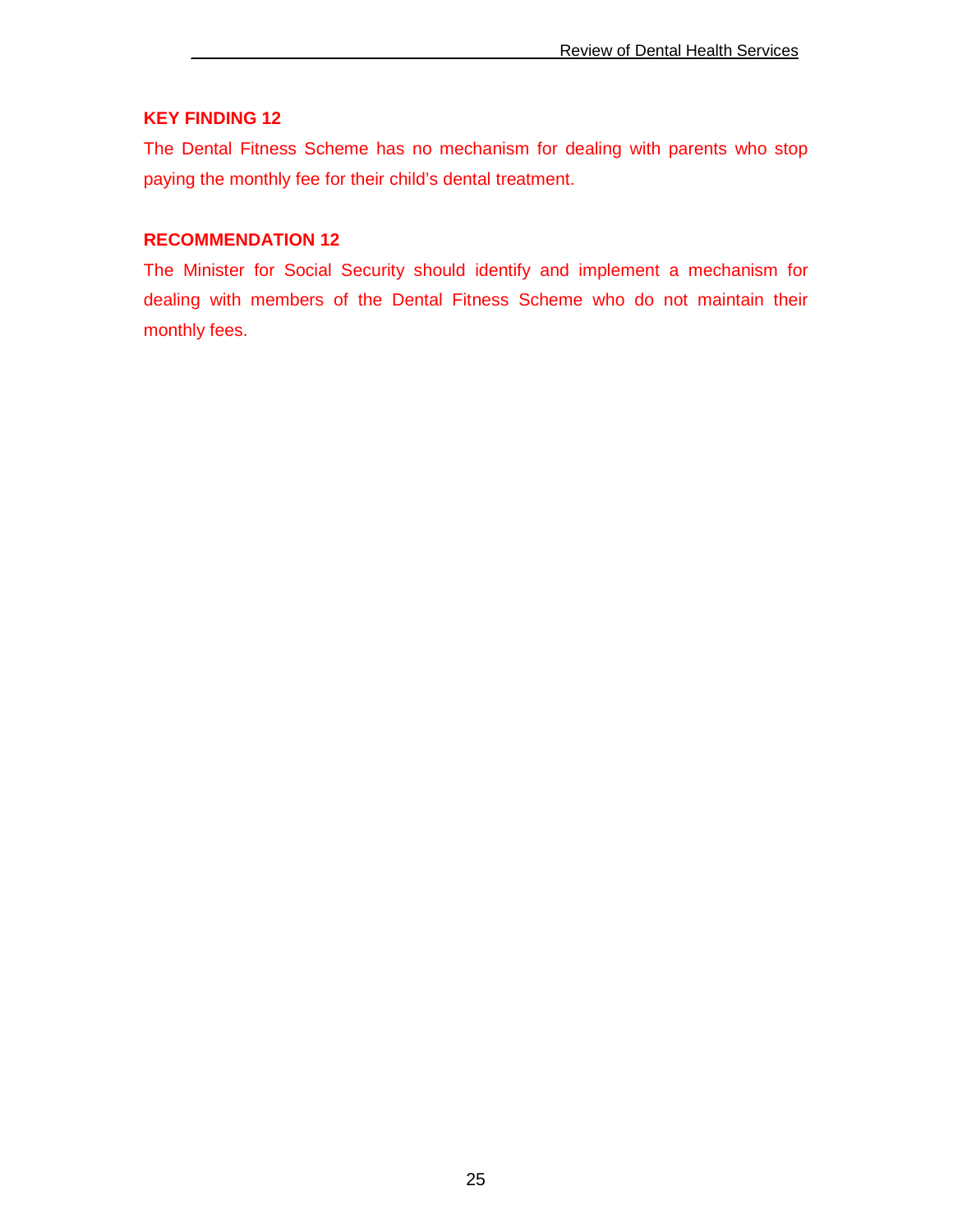**KEY FINDING 12**

The Dental Fitness Scheme has no mechanism for dealing with parents who stop paying the monthly fee for their child's dental treatment.

**RECOMMENDATION 12**

The Minister for Social Security should identify and implement a mechanism for dealing with members of the Dental Fitness Scheme who do not maintain their monthly fees.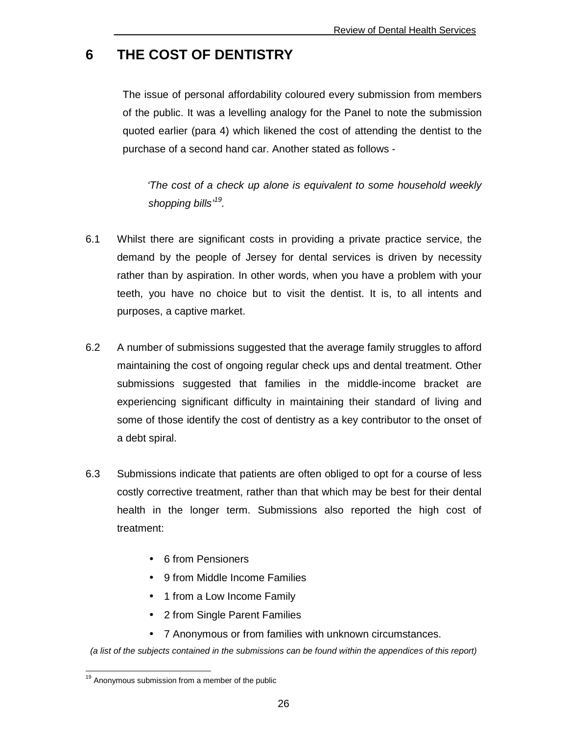# 6 THE COST OF DENTISTRY

The issue of personal affordability coloured every submission from members of the public. It was a levelling analogy for the Panel to note the submission quoted earlier (para 4) which likened the cost of attending the dentist to the purchase of a second hand car. Another stated as follows -

> *'The cost of a check up alone is equivalent to some household weekly shopping bills'*[19].

6.1 Whilst there are significant costs in providing a private practice service, the demand by the people of Jersey for dental services is driven by necessity rather than by aspiration. In other words, when you have a problem with your teeth, you have no choice but to visit the dentist. It is, to all intents and purposes, a captive market.

6.2 A number of submissions suggested that the average family struggles to afford maintaining the cost of ongoing regular check ups and dental treatment. Other submissions suggested that families in the middle-income bracket are experiencing significant difficulty in maintaining their standard of living and some of those identify the cost of dentistry as a key contributor to the onset of a debt spiral.

6.3 Submissions indicate that patients are often obliged to opt for a course of less costly corrective treatment, rather than that which may be best for their dental health in the longer term. Submissions also reported the high cost of treatment:

- 6 from Pensioners
- 9 from Middle Income Families
- 1 from a Low Income Family
- 2 from Single Parent Families
- 7 Anonymous or from families with unknown circumstances.

*(a list of the subjects contained in the submissions can be found within the appendices of this report)*

---

[19] Anonymous submission from a member of the public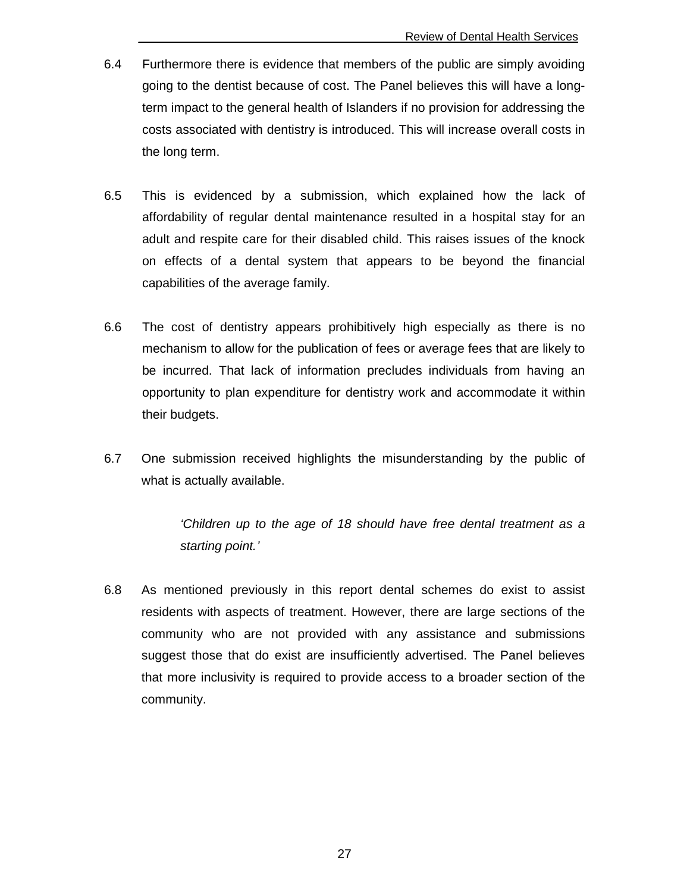6.4 Furthermore there is evidence that members of the public are simply avoiding going to the dentist because of cost. The Panel believes this will have a long-term impact to the general health of Islanders if no provision for addressing the costs associated with dentistry is introduced. This will increase overall costs in the long term.

6.5 This is evidenced by a submission, which explained how the lack of affordability of regular dental maintenance resulted in a hospital stay for an adult and respite care for their disabled child. This raises issues of the knock on effects of a dental system that appears to be beyond the financial capabilities of the average family.

6.6 The cost of dentistry appears prohibitively high especially as there is no mechanism to allow for the publication of fees or average fees that are likely to be incurred. That lack of information precludes individuals from having an opportunity to plan expenditure for dentistry work and accommodate it within their budgets.

6.7 One submission received highlights the misunderstanding by the public of what is actually available.

> *'Children up to the age of 18 should have free dental treatment as a starting point.'*

6.8 As mentioned previously in this report dental schemes do exist to assist residents with aspects of treatment. However, there are large sections of the community who are not provided with any assistance and submissions suggest those that do exist are insufficiently advertised. The Panel believes that more inclusivity is required to provide access to a broader section of the community.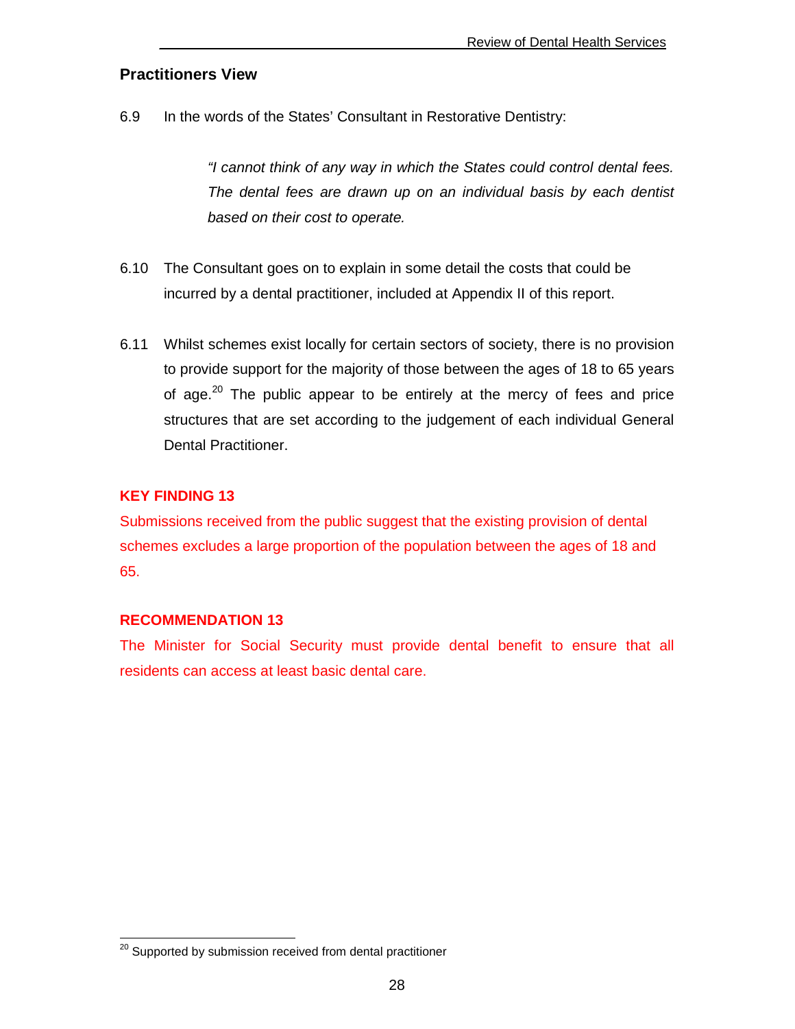## Practitioners View

6.9 In the words of the States' Consultant in Restorative Dentistry:

> *"I cannot think of any way in which the States could control dental fees. The dental fees are drawn up on an individual basis by each dentist based on their cost to operate.*

6.10 The Consultant goes on to explain in some detail the costs that could be incurred by a dental practitioner, included at Appendix II of this report.

6.11 Whilst schemes exist locally for certain sectors of society, there is no provision to provide support for the majority of those between the ages of 18 to 65 years of age.[20] The public appear to be entirely at the mercy of fees and price structures that are set according to the judgement of each individual General Dental Practitioner.

**KEY FINDING 13**

Submissions received from the public suggest that the existing provision of dental schemes excludes a large proportion of the population between the ages of 18 and 65.

**RECOMMENDATION 13**

The Minister for Social Security must provide dental benefit to ensure that all residents can access at least basic dental care.

---

[20] Supported by submission received from dental practitioner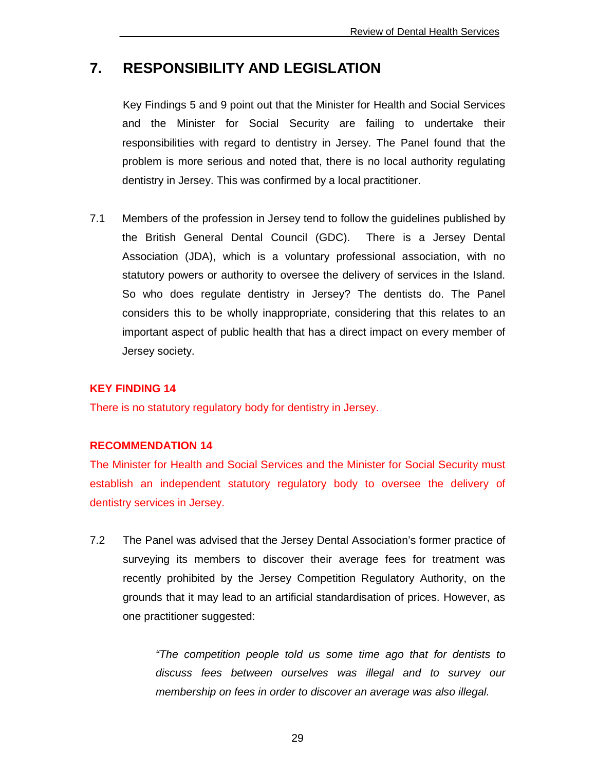# 7. RESPONSIBILITY AND LEGISLATION

Key Findings 5 and 9 point out that the Minister for Health and Social Services and the Minister for Social Security are failing to undertake their responsibilities with regard to dentistry in Jersey. The Panel found that the problem is more serious and noted that, there is no local authority regulating dentistry in Jersey. This was confirmed by a local practitioner.

7.1 Members of the profession in Jersey tend to follow the guidelines published by the British General Dental Council (GDC). There is a Jersey Dental Association (JDA), which is a voluntary professional association, with no statutory powers or authority to oversee the delivery of services in the Island. So who does regulate dentistry in Jersey? The dentists do. The Panel considers this to be wholly inappropriate, considering that this relates to an important aspect of public health that has a direct impact on every member of Jersey society.

**KEY FINDING 14**

There is no statutory regulatory body for dentistry in Jersey.

**RECOMMENDATION 14**

The Minister for Health and Social Services and the Minister for Social Security must establish an independent statutory regulatory body to oversee the delivery of dentistry services in Jersey.

7.2 The Panel was advised that the Jersey Dental Association's former practice of surveying its members to discover their average fees for treatment was recently prohibited by the Jersey Competition Regulatory Authority, on the grounds that it may lead to an artificial standardisation of prices. However, as one practitioner suggested:

> *"The competition people told us some time ago that for dentists to discuss fees between ourselves was illegal and to survey our membership on fees in order to discover an average was also illegal.*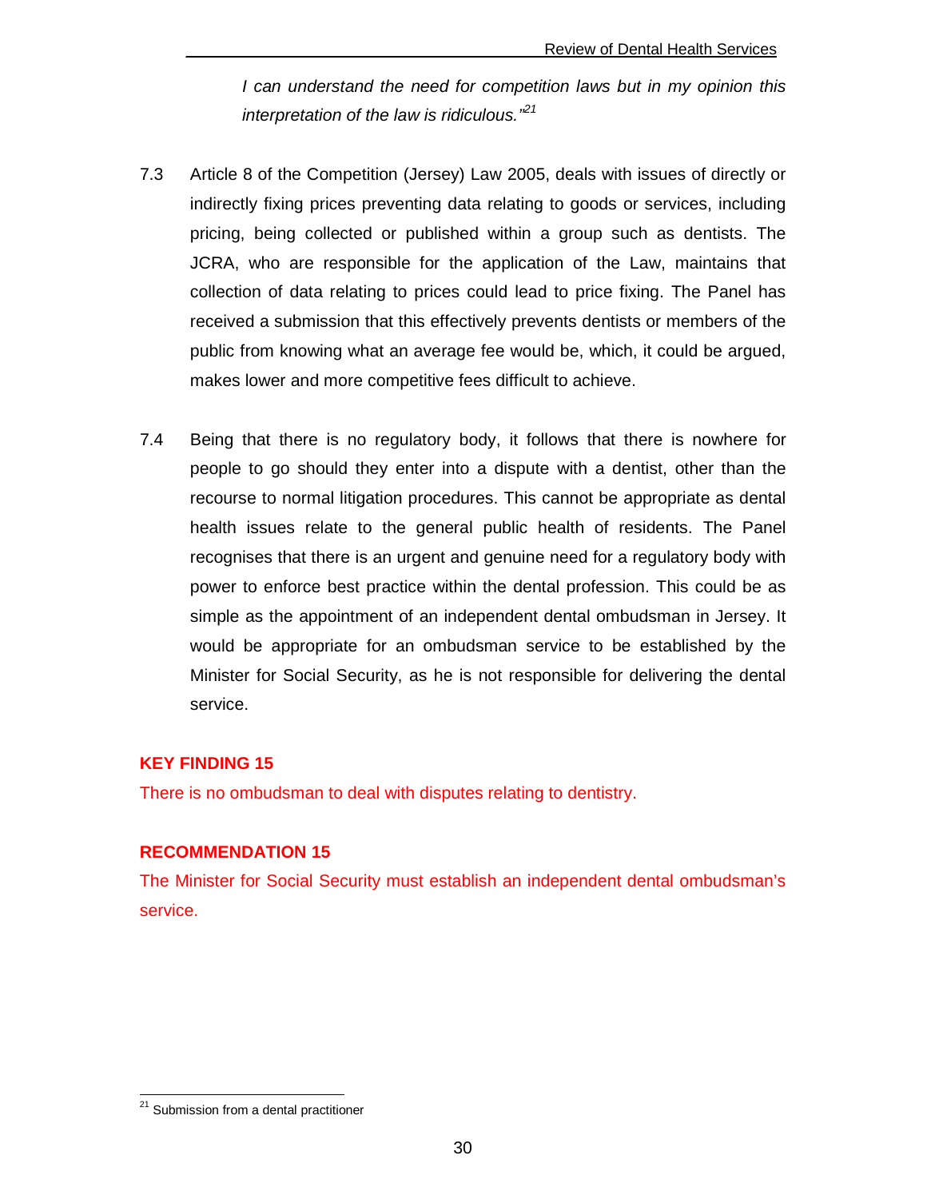*I can understand the need for competition laws but in my opinion this interpretation of the law is ridiculous."*[21]

7.3 Article 8 of the Competition (Jersey) Law 2005, deals with issues of directly or indirectly fixing prices preventing data relating to goods or services, including pricing, being collected or published within a group such as dentists. The JCRA, who are responsible for the application of the Law, maintains that collection of data relating to prices could lead to price fixing. The Panel has received a submission that this effectively prevents dentists or members of the public from knowing what an average fee would be, which, it could be argued, makes lower and more competitive fees difficult to achieve.

7.4 Being that there is no regulatory body, it follows that there is nowhere for people to go should they enter into a dispute with a dentist, other than the recourse to normal litigation procedures. This cannot be appropriate as dental health issues relate to the general public health of residents. The Panel recognises that there is an urgent and genuine need for a regulatory body with power to enforce best practice within the dental profession. This could be as simple as the appointment of an independent dental ombudsman in Jersey. It would be appropriate for an ombudsman service to be established by the Minister for Social Security, as he is not responsible for delivering the dental service.

**KEY FINDING 15**

There is no ombudsman to deal with disputes relating to dentistry.

**RECOMMENDATION 15**

The Minister for Social Security must establish an independent dental ombudsman's service.

[21] Submission from a dental practitioner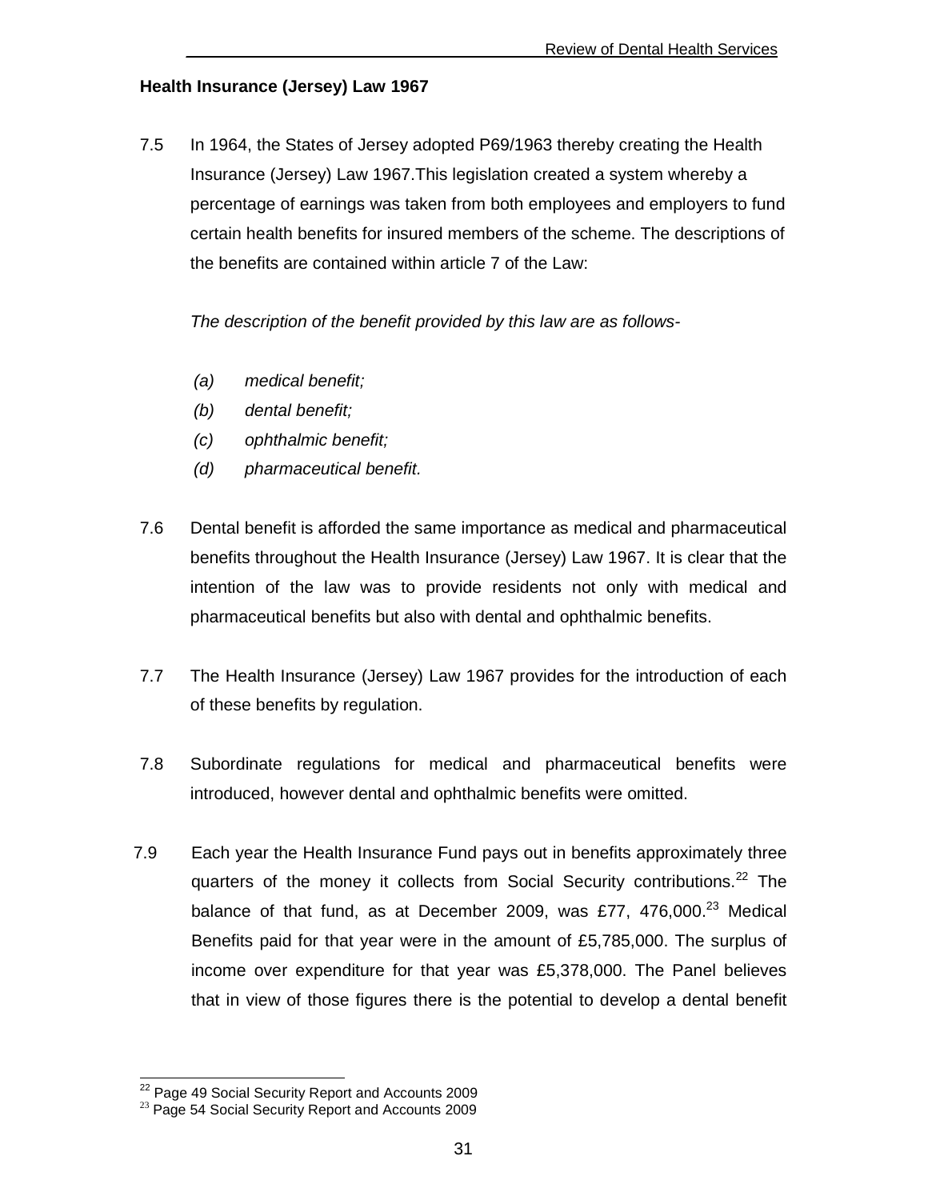**Health Insurance (Jersey) Law 1967**

7.5 In 1964, the States of Jersey adopted P69/1963 thereby creating the Health Insurance (Jersey) Law 1967.This legislation created a system whereby a percentage of earnings was taken from both employees and employers to fund certain health benefits for insured members of the scheme. The descriptions of the benefits are contained within article 7 of the Law:

*The description of the benefit provided by this law are as follows-*

- *(a) medical benefit;*
- *(b) dental benefit;*
- *(c) ophthalmic benefit;*
- *(d) pharmaceutical benefit.*

7.6 Dental benefit is afforded the same importance as medical and pharmaceutical benefits throughout the Health Insurance (Jersey) Law 1967. It is clear that the intention of the law was to provide residents not only with medical and pharmaceutical benefits but also with dental and ophthalmic benefits.

7.7 The Health Insurance (Jersey) Law 1967 provides for the introduction of each of these benefits by regulation.

7.8 Subordinate regulations for medical and pharmaceutical benefits were introduced, however dental and ophthalmic benefits were omitted.

7.9 Each year the Health Insurance Fund pays out in benefits approximately three quarters of the money it collects from Social Security contributions.[22] The balance of that fund, as at December 2009, was £77, 476,000.[23] Medical Benefits paid for that year were in the amount of £5,785,000. The surplus of income over expenditure for that year was £5,378,000. The Panel believes that in view of those figures there is the potential to develop a dental benefit

[22] Page 49 Social Security Report and Accounts 2009

[23] Page 54 Social Security Report and Accounts 2009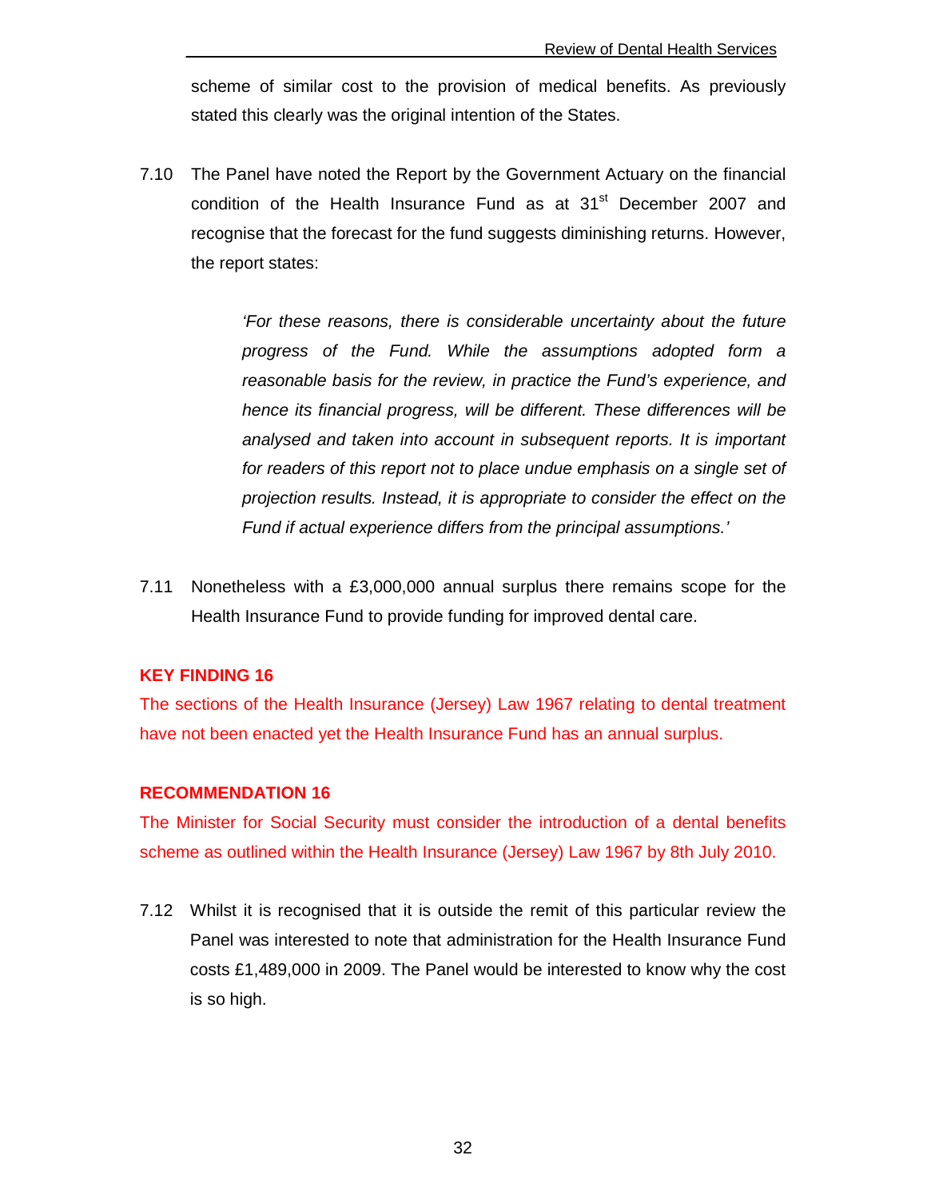scheme of similar cost to the provision of medical benefits. As previously stated this clearly was the original intention of the States.

7.10 The Panel have noted the Report by the Government Actuary on the financial condition of the Health Insurance Fund as at 31st December 2007 and recognise that the forecast for the fund suggests diminishing returns. However, the report states:

> *'For these reasons, there is considerable uncertainty about the future progress of the Fund. While the assumptions adopted form a reasonable basis for the review, in practice the Fund's experience, and hence its financial progress, will be different. These differences will be analysed and taken into account in subsequent reports. It is important for readers of this report not to place undue emphasis on a single set of projection results. Instead, it is appropriate to consider the effect on the Fund if actual experience differs from the principal assumptions.'*

7.11 Nonetheless with a £3,000,000 annual surplus there remains scope for the Health Insurance Fund to provide funding for improved dental care.

**KEY FINDING 16**

The sections of the Health Insurance (Jersey) Law 1967 relating to dental treatment have not been enacted yet the Health Insurance Fund has an annual surplus.

**RECOMMENDATION 16**

The Minister for Social Security must consider the introduction of a dental benefits scheme as outlined within the Health Insurance (Jersey) Law 1967 by 8th July 2010.

7.12 Whilst it is recognised that it is outside the remit of this particular review the Panel was interested to note that administration for the Health Insurance Fund costs £1,489,000 in 2009. The Panel would be interested to know why the cost is so high.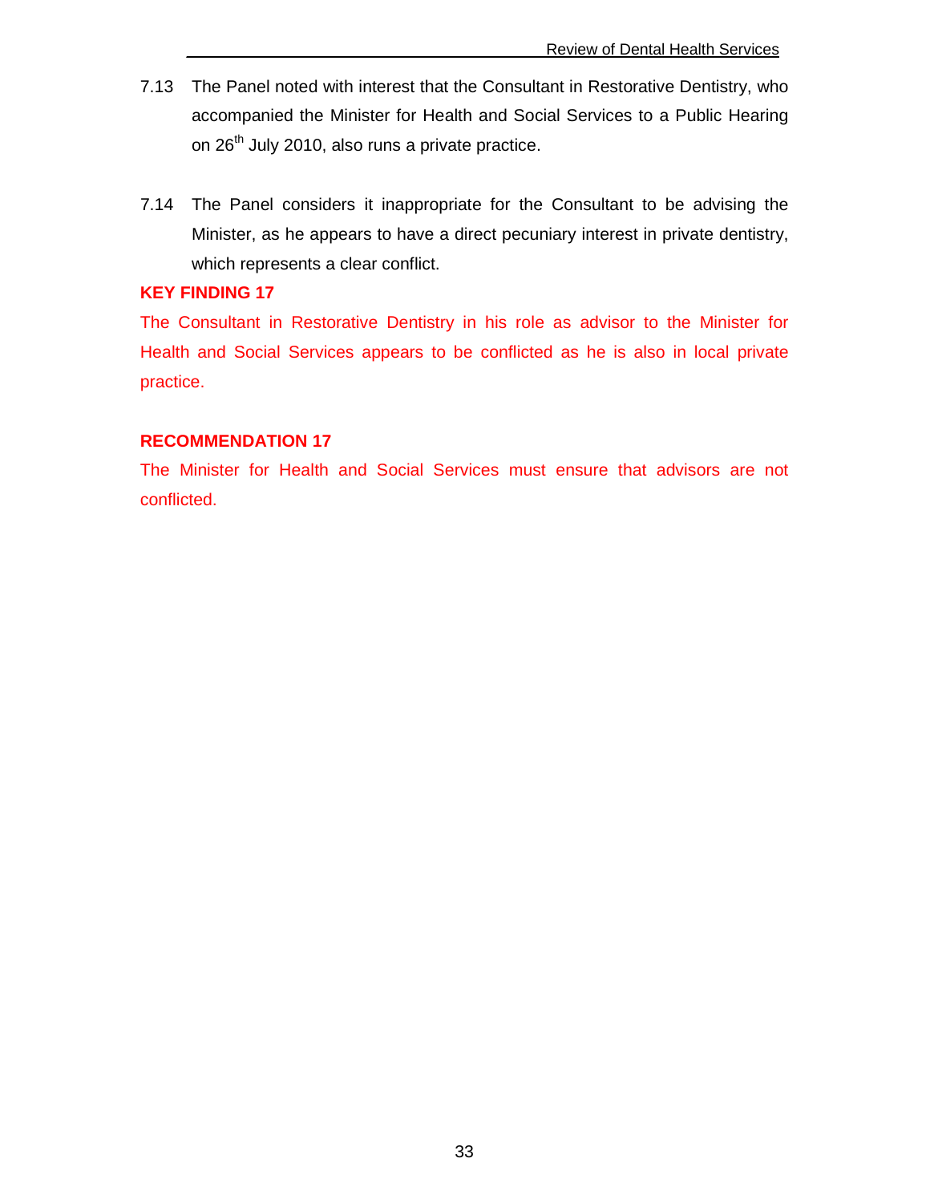7.13 The Panel noted with interest that the Consultant in Restorative Dentistry, who accompanied the Minister for Health and Social Services to a Public Hearing on 26th July 2010, also runs a private practice.

7.14 The Panel considers it inappropriate for the Consultant to be advising the Minister, as he appears to have a direct pecuniary interest in private dentistry, which represents a clear conflict.

**KEY FINDING 17**

The Consultant in Restorative Dentistry in his role as advisor to the Minister for Health and Social Services appears to be conflicted as he is also in local private practice.

**RECOMMENDATION 17**

The Minister for Health and Social Services must ensure that advisors are not conflicted.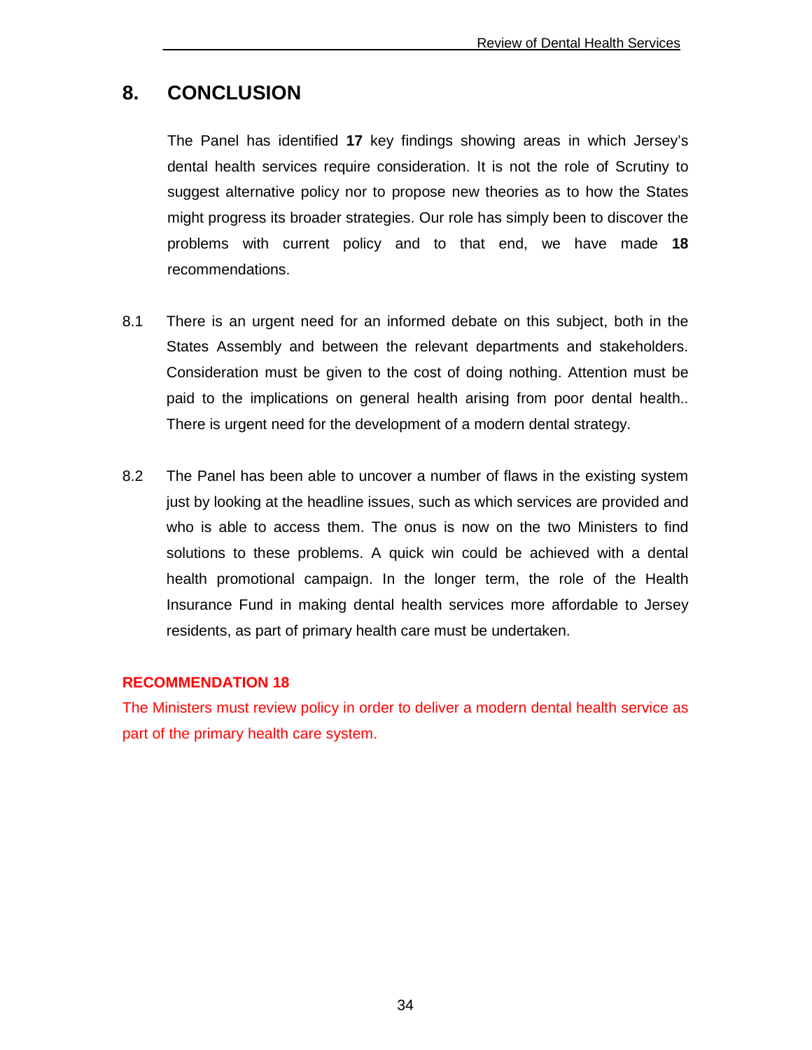# 8. CONCLUSION

The Panel has identified **17** key findings showing areas in which Jersey's dental health services require consideration. It is not the role of Scrutiny to suggest alternative policy nor to propose new theories as to how the States might progress its broader strategies. Our role has simply been to discover the problems with current policy and to that end, we have made **18** recommendations.

8.1 There is an urgent need for an informed debate on this subject, both in the States Assembly and between the relevant departments and stakeholders. Consideration must be given to the cost of doing nothing. Attention must be paid to the implications on general health arising from poor dental health.. There is urgent need for the development of a modern dental strategy.

8.2 The Panel has been able to uncover a number of flaws in the existing system just by looking at the headline issues, such as which services are provided and who is able to access them. The onus is now on the two Ministers to find solutions to these problems. A quick win could be achieved with a dental health promotional campaign. In the longer term, the role of the Health Insurance Fund in making dental health services more affordable to Jersey residents, as part of primary health care must be undertaken.

**RECOMMENDATION 18**

The Ministers must review policy in order to deliver a modern dental health service as part of the primary health care system.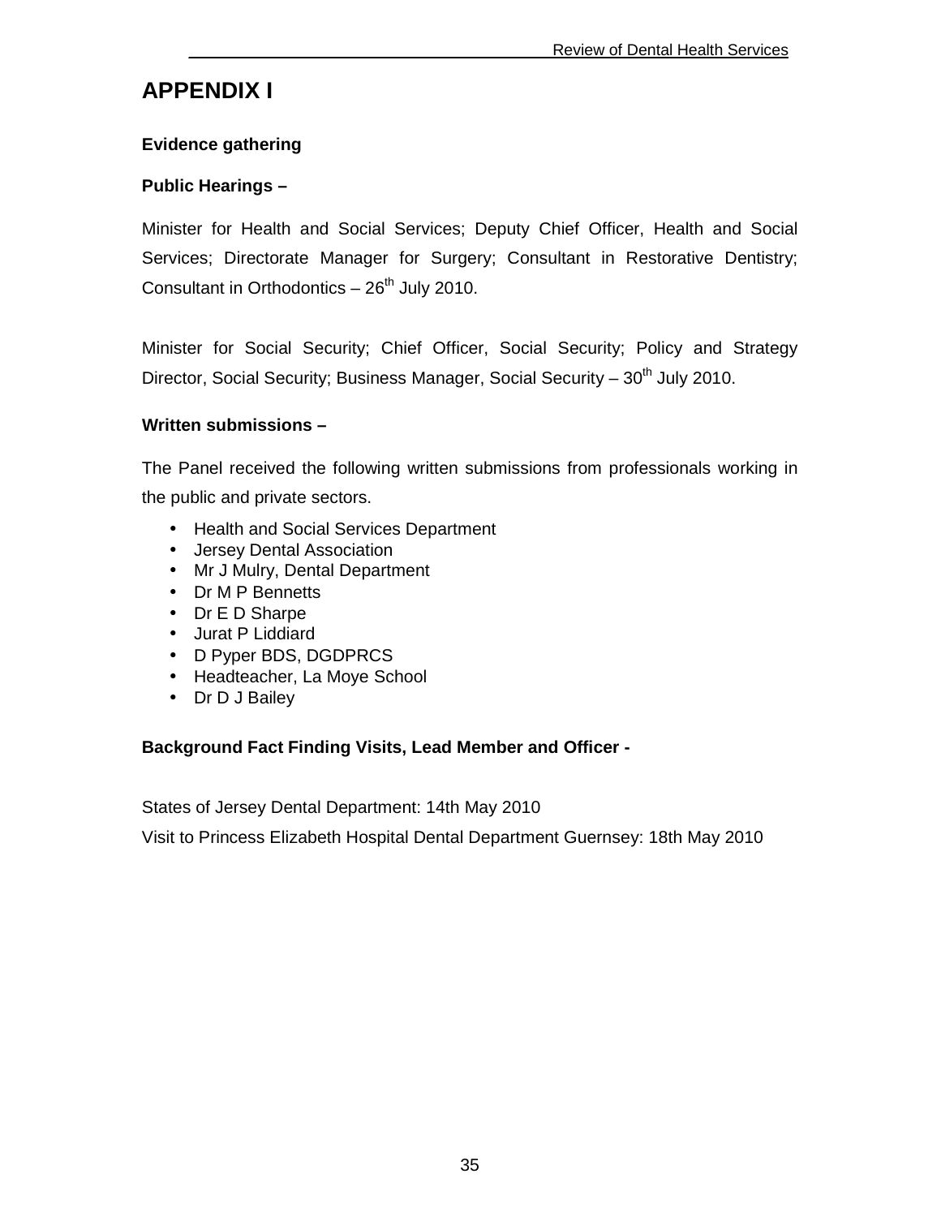# APPENDIX I

### Evidence gathering

### Public Hearings –

Minister for Health and Social Services; Deputy Chief Officer, Health and Social Services; Directorate Manager for Surgery; Consultant in Restorative Dentistry; Consultant in Orthodontics – 26th July 2010.

Minister for Social Security; Chief Officer, Social Security; Policy and Strategy Director, Social Security; Business Manager, Social Security – 30th July 2010.

### Written submissions –

The Panel received the following written submissions from professionals working in the public and private sectors.

- Health and Social Services Department
- Jersey Dental Association
- Mr J Mulry, Dental Department
- Dr M P Bennetts
- Dr E D Sharpe
- Jurat P Liddiard
- D Pyper BDS, DGDPRCS
- Headteacher, La Moye School
- Dr D J Bailey

### Background Fact Finding Visits, Lead Member and Officer -

States of Jersey Dental Department: 14th May 2010

Visit to Princess Elizabeth Hospital Dental Department Guernsey: 18th May 2010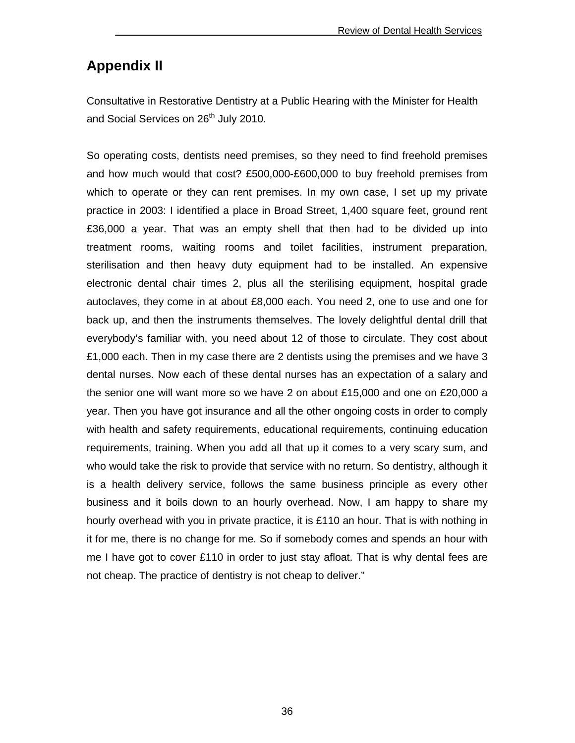## Appendix II

Consultative in Restorative Dentistry at a Public Hearing with the Minister for Health and Social Services on 26th July 2010.

So operating costs, dentists need premises, so they need to find freehold premises and how much would that cost? £500,000-£600,000 to buy freehold premises from which to operate or they can rent premises. In my own case, I set up my private practice in 2003: I identified a place in Broad Street, 1,400 square feet, ground rent £36,000 a year. That was an empty shell that then had to be divided up into treatment rooms, waiting rooms and toilet facilities, instrument preparation, sterilisation and then heavy duty equipment had to be installed. An expensive electronic dental chair times 2, plus all the sterilising equipment, hospital grade autoclaves, they come in at about £8,000 each. You need 2, one to use and one for back up, and then the instruments themselves. The lovely delightful dental drill that everybody's familiar with, you need about 12 of those to circulate. They cost about £1,000 each. Then in my case there are 2 dentists using the premises and we have 3 dental nurses. Now each of these dental nurses has an expectation of a salary and the senior one will want more so we have 2 on about £15,000 and one on £20,000 a year. Then you have got insurance and all the other ongoing costs in order to comply with health and safety requirements, educational requirements, continuing education requirements, training. When you add all that up it comes to a very scary sum, and who would take the risk to provide that service with no return. So dentistry, although it is a health delivery service, follows the same business principle as every other business and it boils down to an hourly overhead. Now, I am happy to share my hourly overhead with you in private practice, it is £110 an hour. That is with nothing in it for me, there is no change for me. So if somebody comes and spends an hour with me I have got to cover £110 in order to just stay afloat. That is why dental fees are not cheap. The practice of dentistry is not cheap to deliver."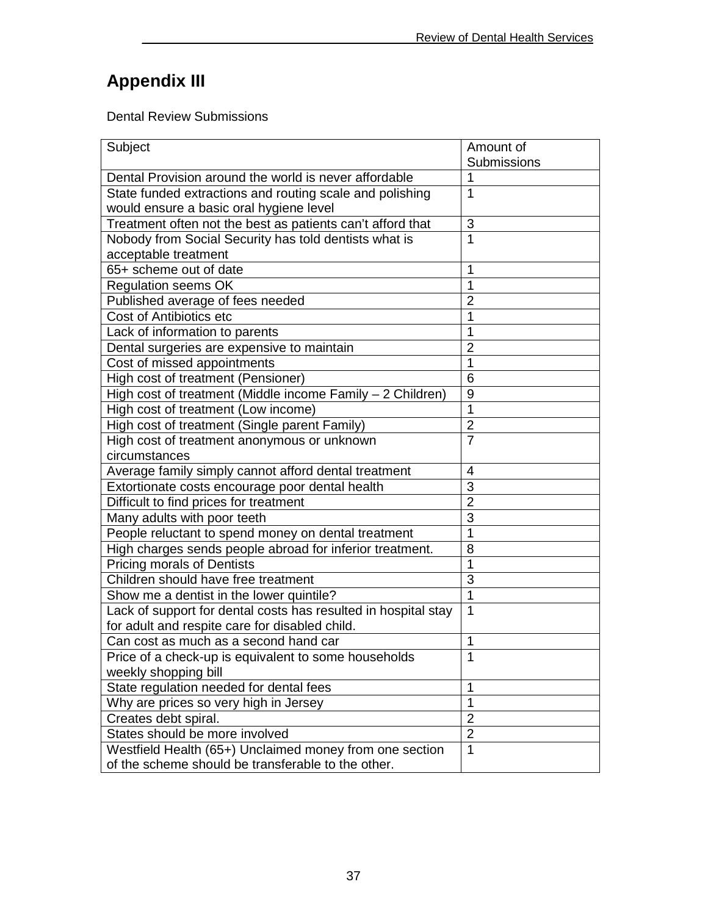# Appendix III

Dental Review Submissions

| Subject | Amount of Submissions |
|---|---|
| Dental Provision around the world is never affordable | 1 |
| State funded extractions and routing scale and polishing would ensure a basic oral hygiene level | 1 |
| Treatment often not the best as patients can't afford that | 3 |
| Nobody from Social Security has told dentists what is acceptable treatment | 1 |
| 65+ scheme out of date | 1 |
| Regulation seems OK | 1 |
| Published average of fees needed | 2 |
| Cost of Antibiotics etc | 1 |
| Lack of information to parents | 1 |
| Dental surgeries are expensive to maintain | 2 |
| Cost of missed appointments | 1 |
| High cost of treatment (Pensioner) | 6 |
| High cost of treatment (Middle income Family – 2 Children) | 9 |
| High cost of treatment (Low income) | 1 |
| High cost of treatment (Single parent Family) | 2 |
| High cost of treatment anonymous or unknown circumstances | 7 |
| Average family simply cannot afford dental treatment | 4 |
| Extortionate costs encourage poor dental health | 3 |
| Difficult to find prices for treatment | 2 |
| Many adults with poor teeth | 3 |
| People reluctant to spend money on dental treatment | 1 |
| High charges sends people abroad for inferior treatment. | 8 |
| Pricing morals of Dentists | 1 |
| Children should have free treatment | 3 |
| Show me a dentist in the lower quintile? | 1 |
| Lack of support for dental costs has resulted in hospital stay for adult and respite care for disabled child. | 1 |
| Can cost as much as a second hand car | 1 |
| Price of a check-up is equivalent to some households weekly shopping bill | 1 |
| State regulation needed for dental fees | 1 |
| Why are prices so very high in Jersey | 1 |
| Creates debt spiral. | 2 |
| States should be more involved | 2 |
| Westfield Health (65+) Unclaimed money from one section of the scheme should be transferable to the other. | 1 |